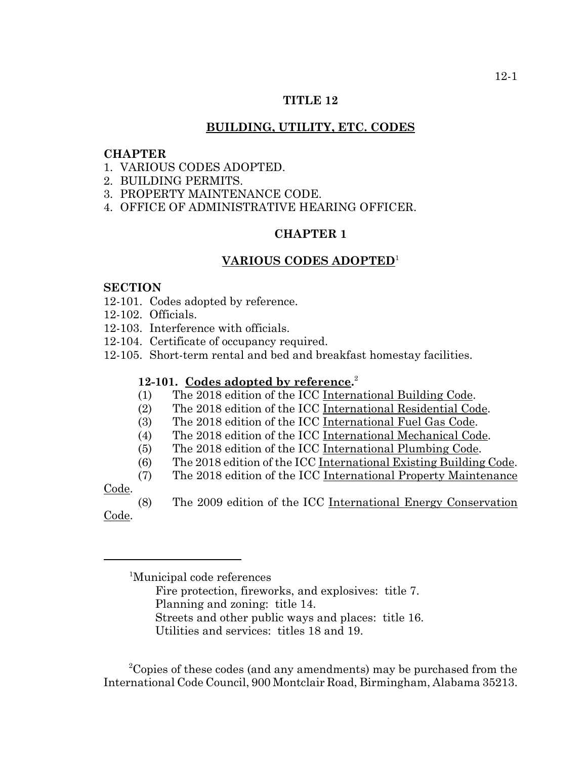# TITLE 12

## BUILDING, UTILITY, ETC. CODES

**CHAPTER**
1. VARIOUS CODES ADOPTED.
2. BUILDING PERMITS.
3. PROPERTY MAINTENANCE CODE.
4. OFFICE OF ADMINISTRATIVE HEARING OFFICER.

## CHAPTER 1

## VARIOUS CODES ADOPTED[1]

**SECTION**
12-101. Codes adopted by reference.
12-102. Officials.
12-103. Interference with officials.
12-104. Certificate of occupancy required.
12-105. Short-term rental and bed and breakfast homestay facilities.

**12-101. Codes adopted by reference.**[2]

(1) The 2018 edition of the ICC International Building Code.
(2) The 2018 edition of the ICC International Residential Code.
(3) The 2018 edition of the ICC International Fuel Gas Code.
(4) The 2018 edition of the ICC International Mechanical Code.
(5) The 2018 edition of the ICC International Plumbing Code.
(6) The 2018 edition of the ICC International Existing Building Code.
(7) The 2018 edition of the ICC International Property Maintenance Code.
(8) The 2009 edition of the ICC International Energy Conservation Code.

---

[1]Municipal code references
Fire protection, fireworks, and explosives: title 7.
Planning and zoning: title 14.
Streets and other public ways and places: title 16.
Utilities and services: titles 18 and 19.

[2]Copies of these codes (and any amendments) may be purchased from the International Code Council, 900 Montclair Road, Birmingham, Alabama 35213.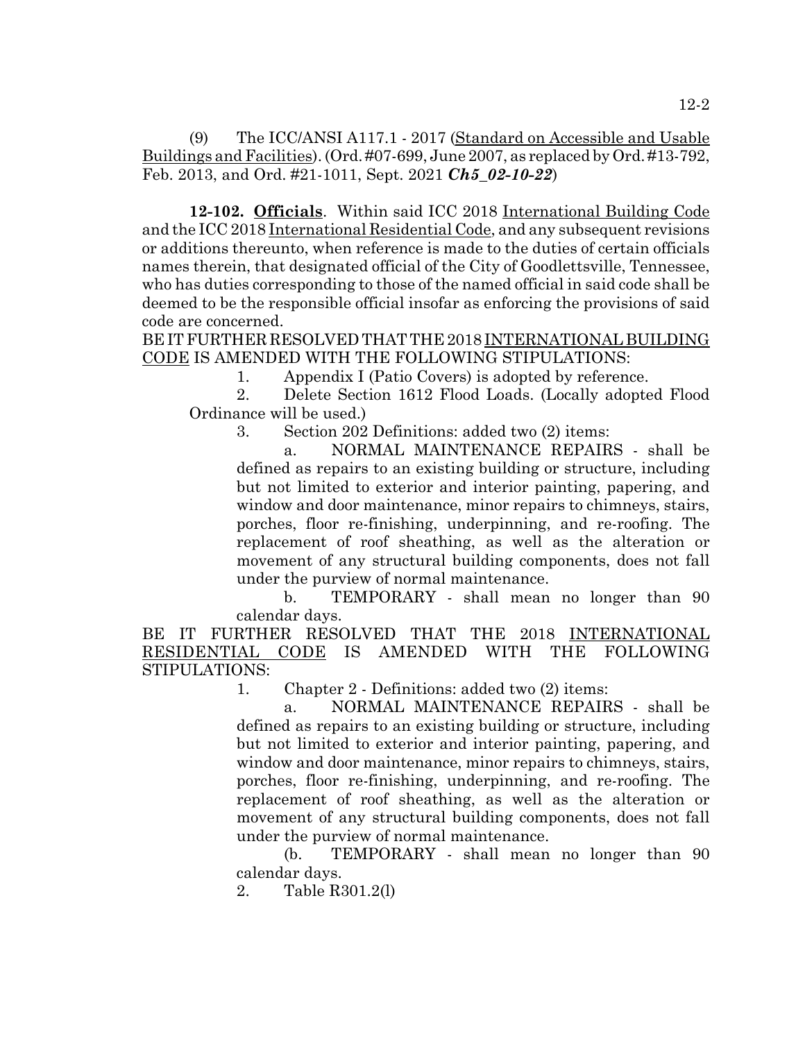(9) The ICC/ANSI A117.1 - 2017 (Standard on Accessible and Usable Buildings and Facilities). (Ord. #07-699, June 2007, as replaced by Ord. #13-792, Feb. 2013, and Ord. #21-1011, Sept. 2021 ***Ch5_02-10-22***)

**12-102. Officials**. Within said ICC 2018 International Building Code and the ICC 2018 International Residential Code, and any subsequent revisions or additions thereunto, when reference is made to the duties of certain officials names therein, that designated official of the City of Goodlettsville, Tennessee, who has duties corresponding to those of the named official in said code shall be deemed to be the responsible official insofar as enforcing the provisions of said code are concerned.

BE IT FURTHER RESOLVED THAT THE 2018 INTERNATIONAL BUILDING CODE IS AMENDED WITH THE FOLLOWING STIPULATIONS:

1. Appendix I (Patio Covers) is adopted by reference.

2. Delete Section 1612 Flood Loads. (Locally adopted Flood Ordinance will be used.)

3. Section 202 Definitions: added two (2) items:

   a. NORMAL MAINTENANCE REPAIRS - shall be defined as repairs to an existing building or structure, including but not limited to exterior and interior painting, papering, and window and door maintenance, minor repairs to chimneys, stairs, porches, floor re-finishing, underpinning, and re-roofing. The replacement of roof sheathing, as well as the alteration or movement of any structural building components, does not fall under the purview of normal maintenance.

   b. TEMPORARY - shall mean no longer than 90 calendar days.

BE IT FURTHER RESOLVED THAT THE 2018 INTERNATIONAL RESIDENTIAL CODE IS AMENDED WITH THE FOLLOWING STIPULATIONS:

1. Chapter 2 - Definitions: added two (2) items:

   a. NORMAL MAINTENANCE REPAIRS - shall be defined as repairs to an existing building or structure, including but not limited to exterior and interior painting, papering, and window and door maintenance, minor repairs to chimneys, stairs, porches, floor re-finishing, underpinning, and re-roofing. The replacement of roof sheathing, as well as the alteration or movement of any structural building components, does not fall under the purview of normal maintenance.

   (b. TEMPORARY - shall mean no longer than 90 calendar days.

2. Table R301.2(l)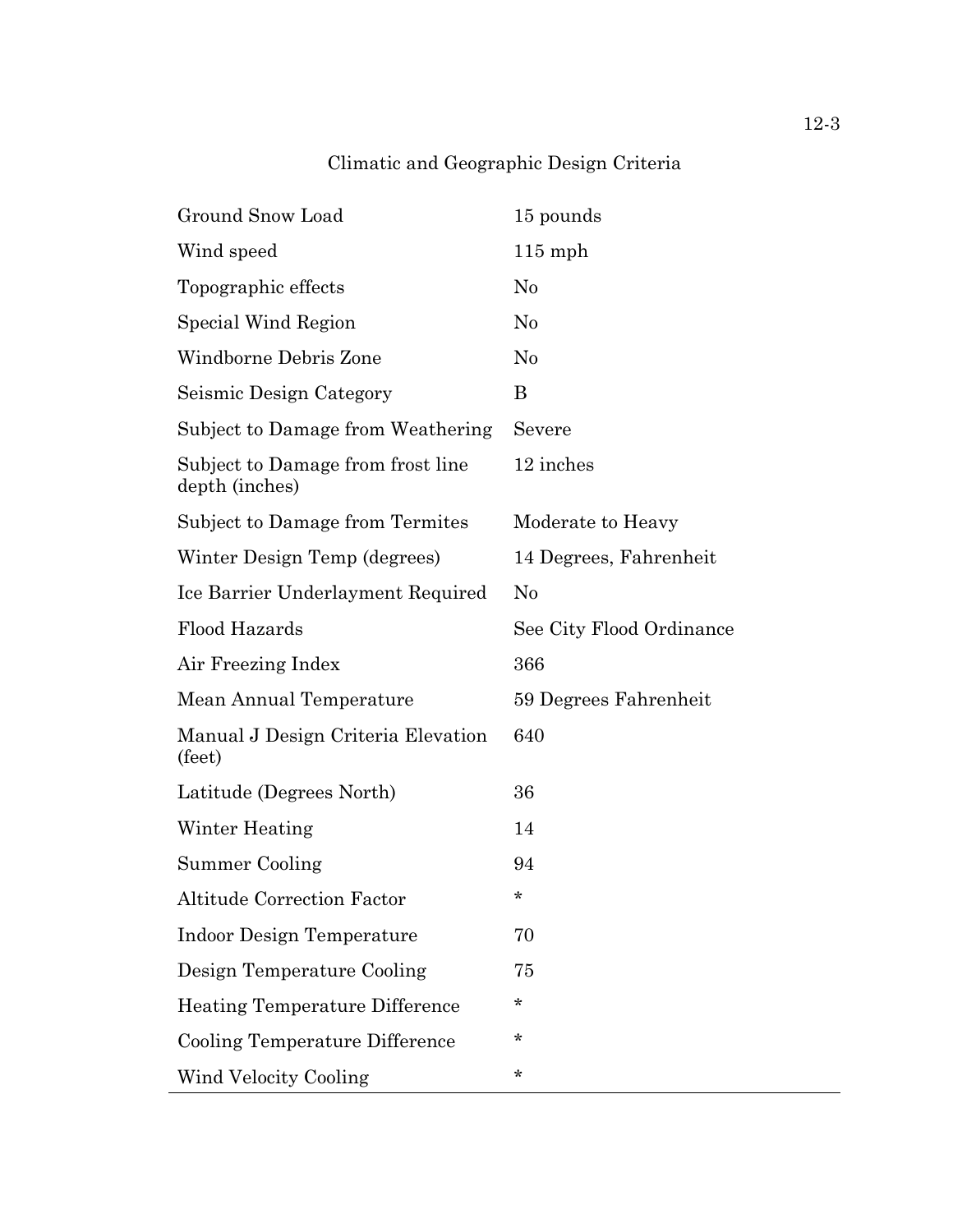Climatic and Geographic Design Criteria

| | |
|---|---|
| Ground Snow Load | 15 pounds |
| Wind speed | 115 mph |
| Topographic effects | No |
| Special Wind Region | No |
| Windborne Debris Zone | No |
| Seismic Design Category | B |
| Subject to Damage from Weathering | Severe |
| Subject to Damage from frost line depth (inches) | 12 inches |
| Subject to Damage from Termites | Moderate to Heavy |
| Winter Design Temp (degrees) | 14 Degrees, Fahrenheit |
| Ice Barrier Underlayment Required | No |
| Flood Hazards | See City Flood Ordinance |
| Air Freezing Index | 366 |
| Mean Annual Temperature | 59 Degrees Fahrenheit |
| Manual J Design Criteria Elevation (feet) | 640 |
| Latitude (Degrees North) | 36 |
| Winter Heating | 14 |
| Summer Cooling | 94 |
| Altitude Correction Factor | * |
| Indoor Design Temperature | 70 |
| Design Temperature Cooling | 75 |
| Heating Temperature Difference | * |
| Cooling Temperature Difference | * |
| Wind Velocity Cooling | * |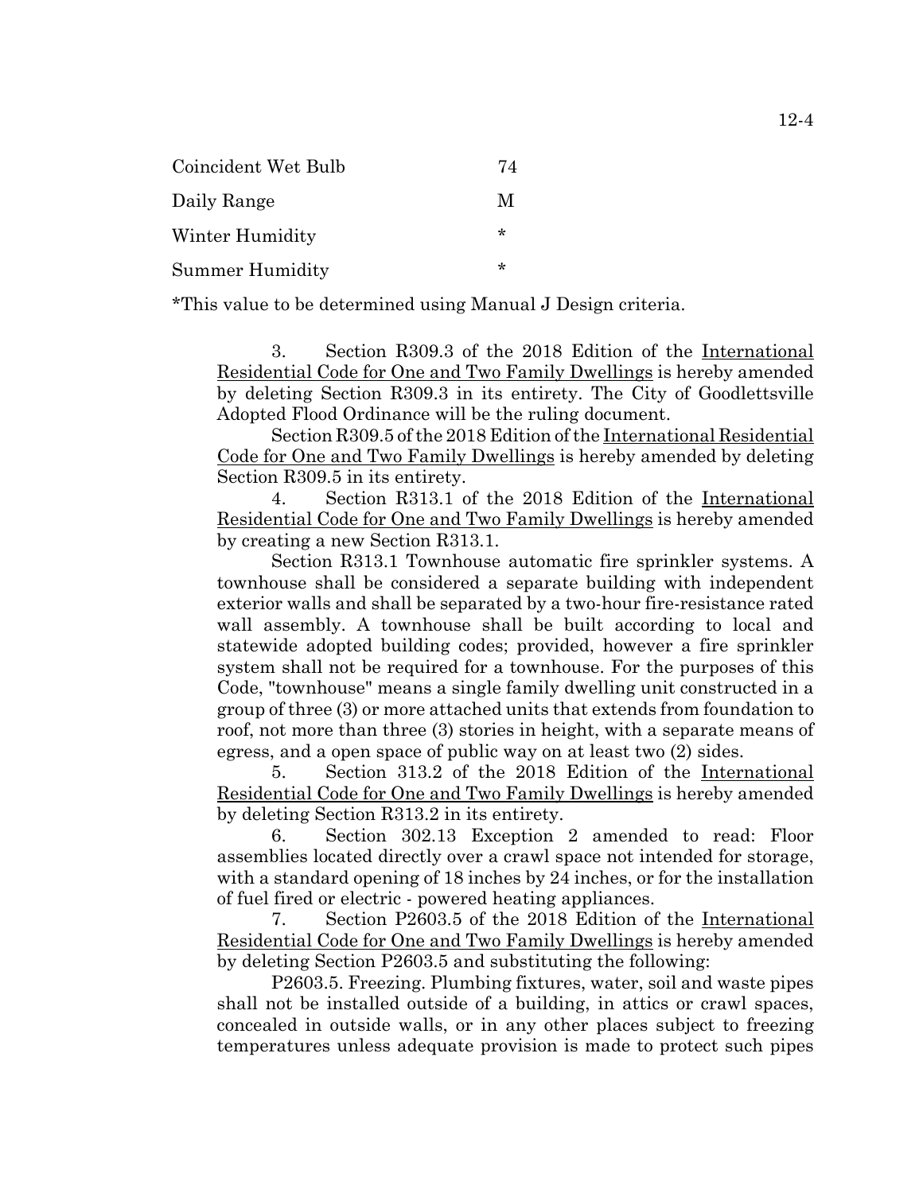| | |
|---|---|
| Coincident Wet Bulb | 74 |
| Daily Range | M |
| Winter Humidity | * |
| Summer Humidity | * |

*This value to be determined using Manual J Design criteria.

3. Section R309.3 of the 2018 Edition of the International Residential Code for One and Two Family Dwellings is hereby amended by deleting Section R309.3 in its entirety. The City of Goodlettsville Adopted Flood Ordinance will be the ruling document.

Section R309.5 of the 2018 Edition of the International Residential Code for One and Two Family Dwellings is hereby amended by deleting Section R309.5 in its entirety.

4. Section R313.1 of the 2018 Edition of the International Residential Code for One and Two Family Dwellings is hereby amended by creating a new Section R313.1.

Section R313.1 Townhouse automatic fire sprinkler systems. A townhouse shall be considered a separate building with independent exterior walls and shall be separated by a two-hour fire-resistance rated wall assembly. A townhouse shall be built according to local and statewide adopted building codes; provided, however a fire sprinkler system shall not be required for a townhouse. For the purposes of this Code, "townhouse" means a single family dwelling unit constructed in a group of three (3) or more attached units that extends from foundation to roof, not more than three (3) stories in height, with a separate means of egress, and a open space of public way on at least two (2) sides.

5. Section 313.2 of the 2018 Edition of the International Residential Code for One and Two Family Dwellings is hereby amended by deleting Section R313.2 in its entirety.

6. Section 302.13 Exception 2 amended to read: Floor assemblies located directly over a crawl space not intended for storage, with a standard opening of 18 inches by 24 inches, or for the installation of fuel fired or electric - powered heating appliances.

7. Section P2603.5 of the 2018 Edition of the International Residential Code for One and Two Family Dwellings is hereby amended by deleting Section P2603.5 and substituting the following:

P2603.5. Freezing. Plumbing fixtures, water, soil and waste pipes shall not be installed outside of a building, in attics or crawl spaces, concealed in outside walls, or in any other places subject to freezing temperatures unless adequate provision is made to protect such pipes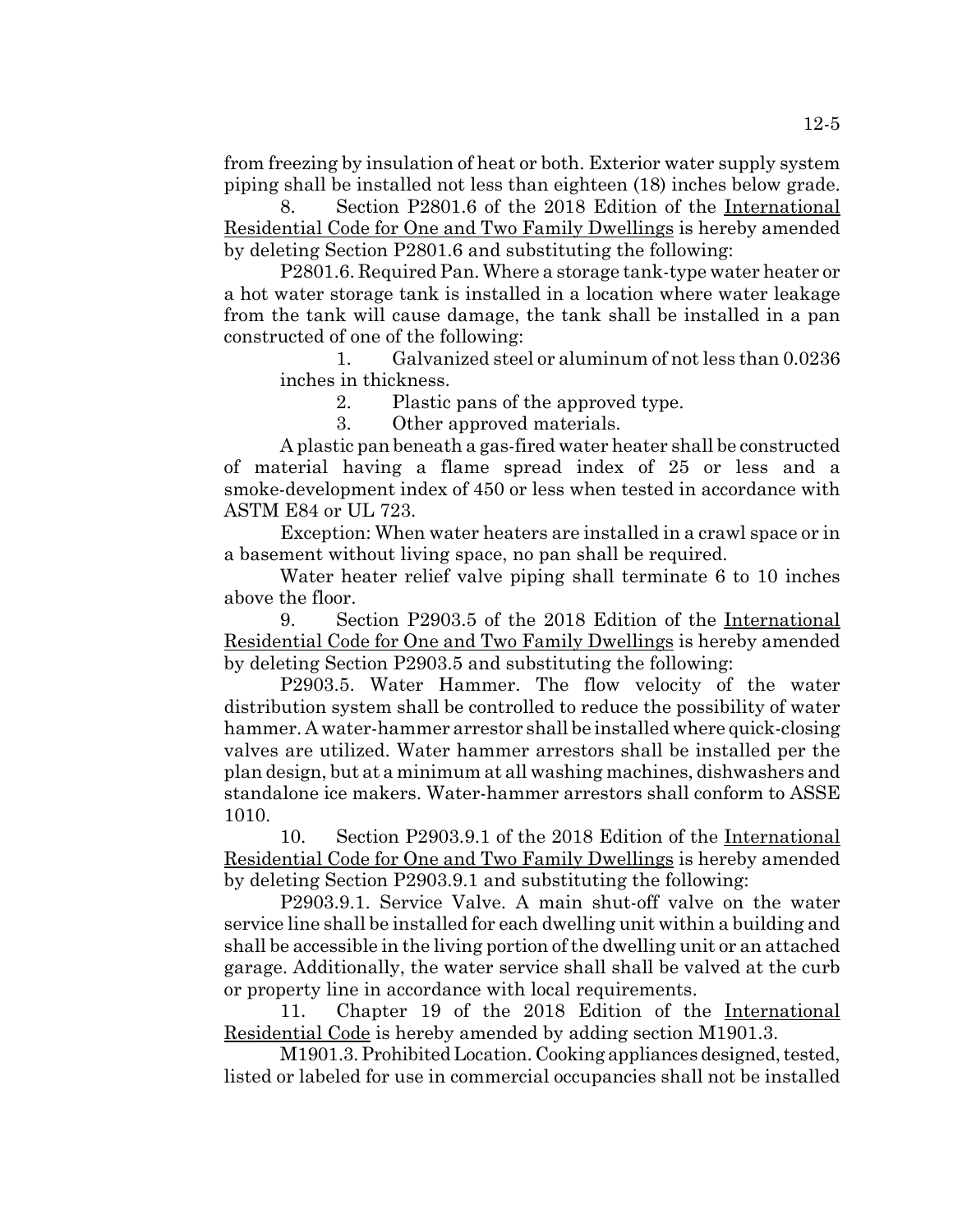from freezing by insulation of heat or both. Exterior water supply system piping shall be installed not less than eighteen (18) inches below grade.

8. Section P2801.6 of the 2018 Edition of the International Residential Code for One and Two Family Dwellings is hereby amended by deleting Section P2801.6 and substituting the following:

P2801.6. Required Pan. Where a storage tank-type water heater or a hot water storage tank is installed in a location where water leakage from the tank will cause damage, the tank shall be installed in a pan constructed of one of the following:

1. Galvanized steel or aluminum of not less than 0.0236 inches in thickness.
2. Plastic pans of the approved type.
3. Other approved materials.

A plastic pan beneath a gas-fired water heater shall be constructed of material having a flame spread index of 25 or less and a smoke-development index of 450 or less when tested in accordance with ASTM E84 or UL 723.

Exception: When water heaters are installed in a crawl space or in a basement without living space, no pan shall be required.

Water heater relief valve piping shall terminate 6 to 10 inches above the floor.

9. Section P2903.5 of the 2018 Edition of the International Residential Code for One and Two Family Dwellings is hereby amended by deleting Section P2903.5 and substituting the following:

P2903.5. Water Hammer. The flow velocity of the water distribution system shall be controlled to reduce the possibility of water hammer. A water-hammer arrestor shall be installed where quick-closing valves are utilized. Water hammer arrestors shall be installed per the plan design, but at a minimum at all washing machines, dishwashers and standalone ice makers. Water-hammer arrestors shall conform to ASSE 1010.

10. Section P2903.9.1 of the 2018 Edition of the International Residential Code for One and Two Family Dwellings is hereby amended by deleting Section P2903.9.1 and substituting the following:

P2903.9.1. Service Valve. A main shut-off valve on the water service line shall be installed for each dwelling unit within a building and shall be accessible in the living portion of the dwelling unit or an attached garage. Additionally, the water service shall shall be valved at the curb or property line in accordance with local requirements.

11. Chapter 19 of the 2018 Edition of the International Residential Code is hereby amended by adding section M1901.3.

M1901.3. Prohibited Location. Cooking appliances designed, tested, listed or labeled for use in commercial occupancies shall not be installed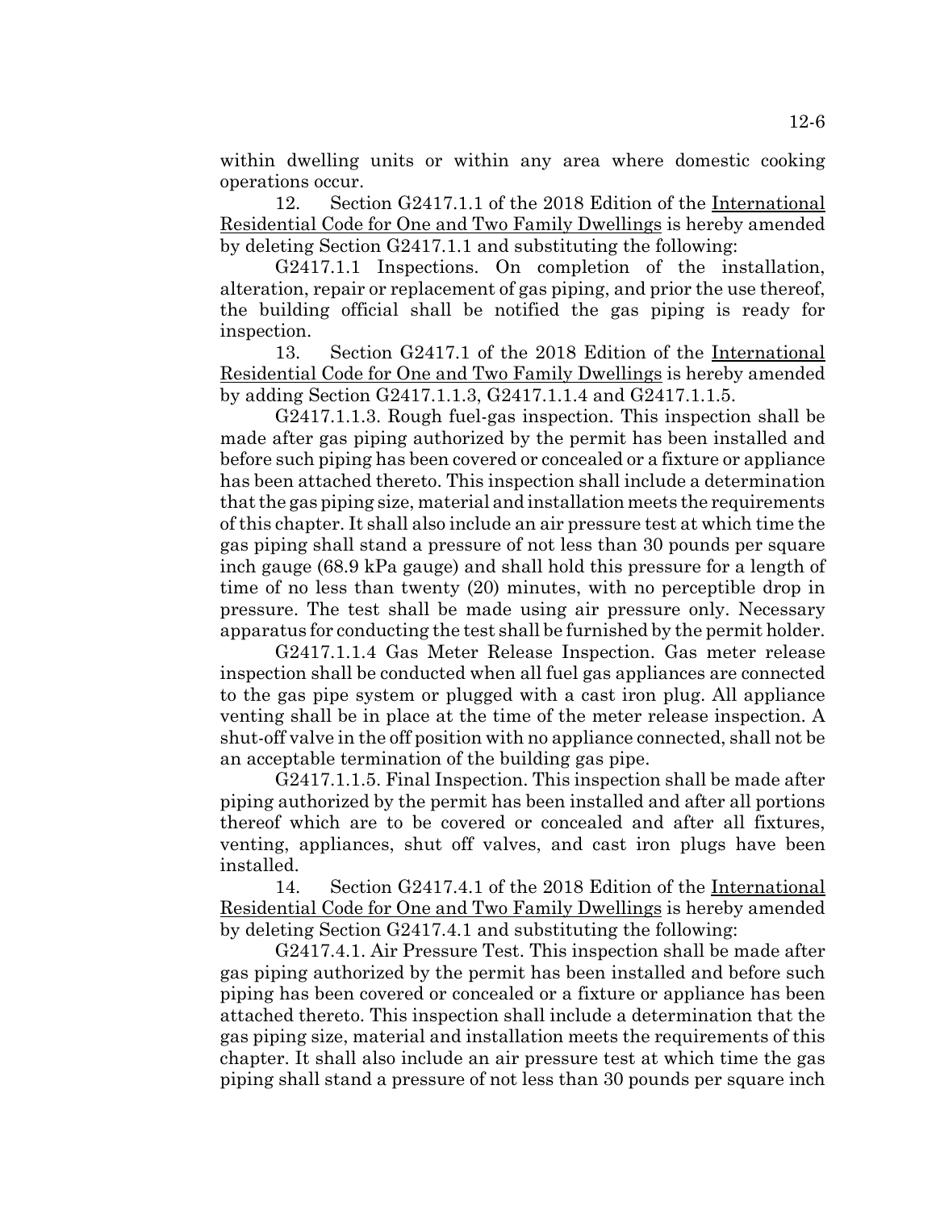within dwelling units or within any area where domestic cooking operations occur.

12. Section G2417.1.1 of the 2018 Edition of the International Residential Code for One and Two Family Dwellings is hereby amended by deleting Section G2417.1.1 and substituting the following:

G2417.1.1 Inspections. On completion of the installation, alteration, repair or replacement of gas piping, and prior the use thereof, the building official shall be notified the gas piping is ready for inspection.

13. Section G2417.1 of the 2018 Edition of the International Residential Code for One and Two Family Dwellings is hereby amended by adding Section G2417.1.1.3, G2417.1.1.4 and G2417.1.1.5.

G2417.1.1.3. Rough fuel-gas inspection. This inspection shall be made after gas piping authorized by the permit has been installed and before such piping has been covered or concealed or a fixture or appliance has been attached thereto. This inspection shall include a determination that the gas piping size, material and installation meets the requirements of this chapter. It shall also include an air pressure test at which time the gas piping shall stand a pressure of not less than 30 pounds per square inch gauge (68.9 kPa gauge) and shall hold this pressure for a length of time of no less than twenty (20) minutes, with no perceptible drop in pressure. The test shall be made using air pressure only. Necessary apparatus for conducting the test shall be furnished by the permit holder.

G2417.1.1.4 Gas Meter Release Inspection. Gas meter release inspection shall be conducted when all fuel gas appliances are connected to the gas pipe system or plugged with a cast iron plug. All appliance venting shall be in place at the time of the meter release inspection. A shut-off valve in the off position with no appliance connected, shall not be an acceptable termination of the building gas pipe.

G2417.1.1.5. Final Inspection. This inspection shall be made after piping authorized by the permit has been installed and after all portions thereof which are to be covered or concealed and after all fixtures, venting, appliances, shut off valves, and cast iron plugs have been installed.

14. Section G2417.4.1 of the 2018 Edition of the International Residential Code for One and Two Family Dwellings is hereby amended by deleting Section G2417.4.1 and substituting the following:

G2417.4.1. Air Pressure Test. This inspection shall be made after gas piping authorized by the permit has been installed and before such piping has been covered or concealed or a fixture or appliance has been attached thereto. This inspection shall include a determination that the gas piping size, material and installation meets the requirements of this chapter. It shall also include an air pressure test at which time the gas piping shall stand a pressure of not less than 30 pounds per square inch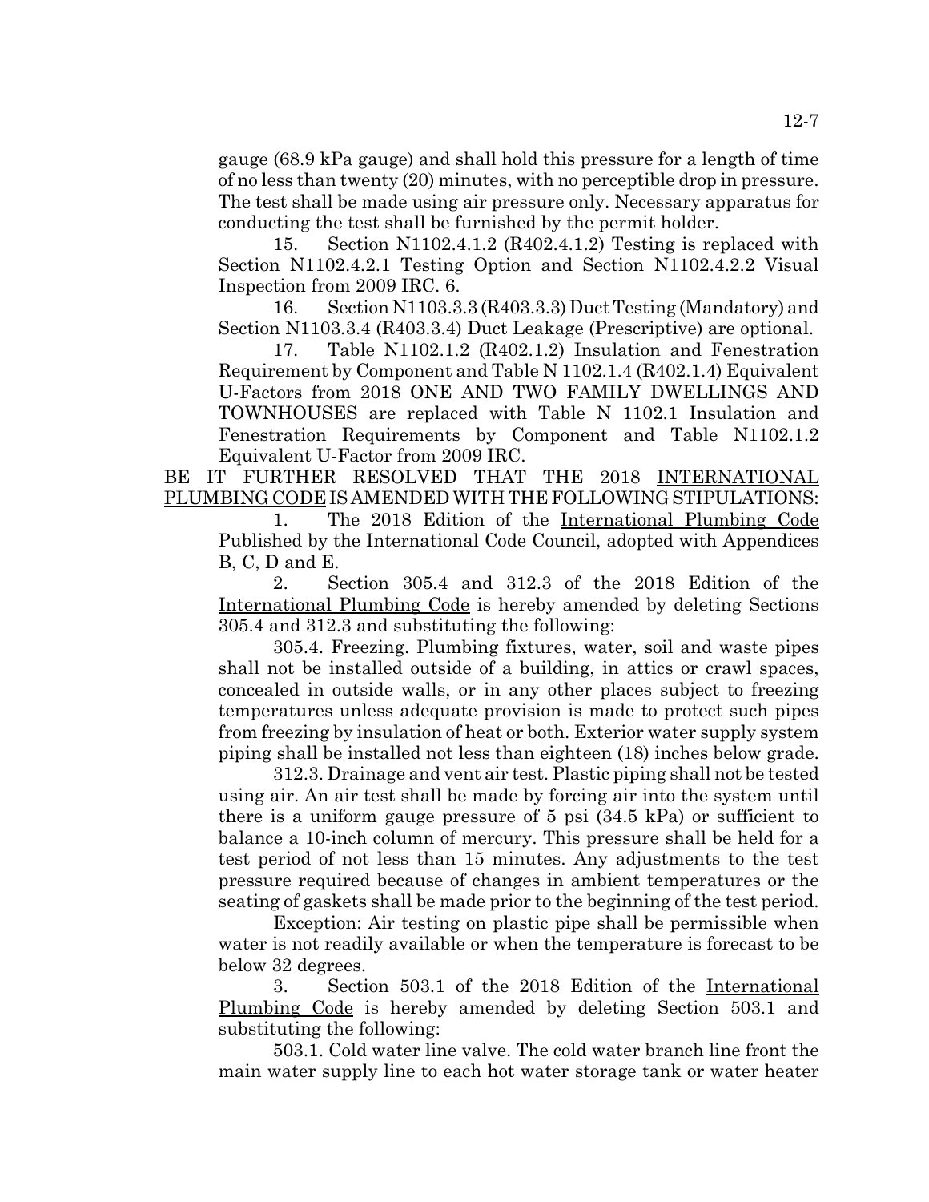gauge (68.9 kPa gauge) and shall hold this pressure for a length of time of no less than twenty (20) minutes, with no perceptible drop in pressure. The test shall be made using air pressure only. Necessary apparatus for conducting the test shall be furnished by the permit holder.

15. Section N1102.4.1.2 (R402.4.1.2) Testing is replaced with Section N1102.4.2.1 Testing Option and Section N1102.4.2.2 Visual Inspection from 2009 IRC. 6.

16. Section N1103.3.3 (R403.3.3) Duct Testing (Mandatory) and Section N1103.3.4 (R403.3.4) Duct Leakage (Prescriptive) are optional.

17. Table N1102.1.2 (R402.1.2) Insulation and Fenestration Requirement by Component and Table N 1102.1.4 (R402.1.4) Equivalent U-Factors from 2018 ONE AND TWO FAMILY DWELLINGS AND TOWNHOUSES are replaced with Table N 1102.1 Insulation and Fenestration Requirements by Component and Table N1102.1.2 Equivalent U-Factor from 2009 IRC.

BE IT FURTHER RESOLVED THAT THE 2018 INTERNATIONAL PLUMBING CODE IS AMENDED WITH THE FOLLOWING STIPULATIONS:

1. The 2018 Edition of the International Plumbing Code Published by the International Code Council, adopted with Appendices B, C, D and E.

2. Section 305.4 and 312.3 of the 2018 Edition of the International Plumbing Code is hereby amended by deleting Sections 305.4 and 312.3 and substituting the following:

305.4. Freezing. Plumbing fixtures, water, soil and waste pipes shall not be installed outside of a building, in attics or crawl spaces, concealed in outside walls, or in any other places subject to freezing temperatures unless adequate provision is made to protect such pipes from freezing by insulation of heat or both. Exterior water supply system piping shall be installed not less than eighteen (18) inches below grade.

312.3. Drainage and vent air test. Plastic piping shall not be tested using air. An air test shall be made by forcing air into the system until there is a uniform gauge pressure of 5 psi (34.5 kPa) or sufficient to balance a 10-inch column of mercury. This pressure shall be held for a test period of not less than 15 minutes. Any adjustments to the test pressure required because of changes in ambient temperatures or the seating of gaskets shall be made prior to the beginning of the test period.

Exception: Air testing on plastic pipe shall be permissible when water is not readily available or when the temperature is forecast to be below 32 degrees.

3. Section 503.1 of the 2018 Edition of the International Plumbing Code is hereby amended by deleting Section 503.1 and substituting the following:

503.1. Cold water line valve. The cold water branch line front the main water supply line to each hot water storage tank or water heater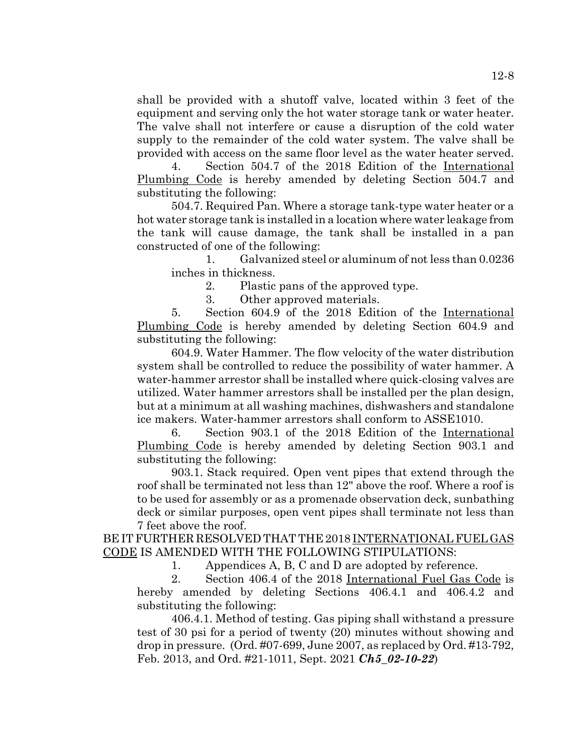shall be provided with a shutoff valve, located within 3 feet of the equipment and serving only the hot water storage tank or water heater. The valve shall not interfere or cause a disruption of the cold water supply to the remainder of the cold water system. The valve shall be provided with access on the same floor level as the water heater served.

4. Section 504.7 of the 2018 Edition of the International Plumbing Code is hereby amended by deleting Section 504.7 and substituting the following:

504.7. Required Pan. Where a storage tank-type water heater or a hot water storage tank is installed in a location where water leakage from the tank will cause damage, the tank shall be installed in a pan constructed of one of the following:

1. Galvanized steel or aluminum of not less than 0.0236 inches in thickness.
2. Plastic pans of the approved type.
3. Other approved materials.

5. Section 604.9 of the 2018 Edition of the International Plumbing Code is hereby amended by deleting Section 604.9 and substituting the following:

604.9. Water Hammer. The flow velocity of the water distribution system shall be controlled to reduce the possibility of water hammer. A water-hammer arrestor shall be installed where quick-closing valves are utilized. Water hammer arrestors shall be installed per the plan design, but at a minimum at all washing machines, dishwashers and standalone ice makers. Water-hammer arrestors shall conform to ASSE1010.

6. Section 903.1 of the 2018 Edition of the International Plumbing Code is hereby amended by deleting Section 903.1 and substituting the following:

903.1. Stack required. Open vent pipes that extend through the roof shall be terminated not less than 12" above the roof. Where a roof is to be used for assembly or as a promenade observation deck, sunbathing deck or similar purposes, open vent pipes shall terminate not less than 7 feet above the roof.

BE IT FURTHER RESOLVED THAT THE 2018 INTERNATIONAL FUEL GAS CODE IS AMENDED WITH THE FOLLOWING STIPULATIONS:

1. Appendices A, B, C and D are adopted by reference.
2. Section 406.4 of the 2018 International Fuel Gas Code is hereby amended by deleting Sections 406.4.1 and 406.4.2 and substituting the following:

406.4.1. Method of testing. Gas piping shall withstand a pressure test of 30 psi for a period of twenty (20) minutes without showing and drop in pressure. (Ord. #07-699, June 2007, as replaced by Ord. #13-792, Feb. 2013, and Ord. #21-1011, Sept. 2021 ***Ch5_02-10-22***)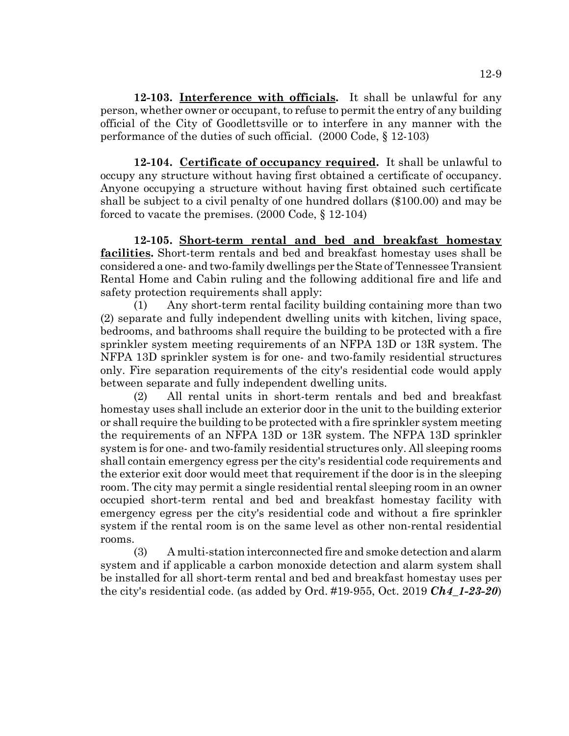**12-103. Interference with officials.** It shall be unlawful for any person, whether owner or occupant, to refuse to permit the entry of any building official of the City of Goodlettsville or to interfere in any manner with the performance of the duties of such official. (2000 Code, § 12-103)

**12-104. Certificate of occupancy required.** It shall be unlawful to occupy any structure without having first obtained a certificate of occupancy. Anyone occupying a structure without having first obtained such certificate shall be subject to a civil penalty of one hundred dollars ($100.00) and may be forced to vacate the premises. (2000 Code, § 12-104)

**12-105. Short-term rental and bed and breakfast homestay facilities.** Short-term rentals and bed and breakfast homestay uses shall be considered a one- and two-family dwellings per the State of Tennessee Transient Rental Home and Cabin ruling and the following additional fire and life and safety protection requirements shall apply:

(1) Any short-term rental facility building containing more than two (2) separate and fully independent dwelling units with kitchen, living space, bedrooms, and bathrooms shall require the building to be protected with a fire sprinkler system meeting requirements of an NFPA 13D or 13R system. The NFPA 13D sprinkler system is for one- and two-family residential structures only. Fire separation requirements of the city's residential code would apply between separate and fully independent dwelling units.

(2) All rental units in short-term rentals and bed and breakfast homestay uses shall include an exterior door in the unit to the building exterior or shall require the building to be protected with a fire sprinkler system meeting the requirements of an NFPA 13D or 13R system. The NFPA 13D sprinkler system is for one- and two-family residential structures only. All sleeping rooms shall contain emergency egress per the city's residential code requirements and the exterior exit door would meet that requirement if the door is in the sleeping room. The city may permit a single residential rental sleeping room in an owner occupied short-term rental and bed and breakfast homestay facility with emergency egress per the city's residential code and without a fire sprinkler system if the rental room is on the same level as other non-rental residential rooms.

(3) A multi-station interconnected fire and smoke detection and alarm system and if applicable a carbon monoxide detection and alarm system shall be installed for all short-term rental and bed and breakfast homestay uses per the city's residential code. (as added by Ord. #19-955, Oct. 2019 ***Ch4_1-23-20***)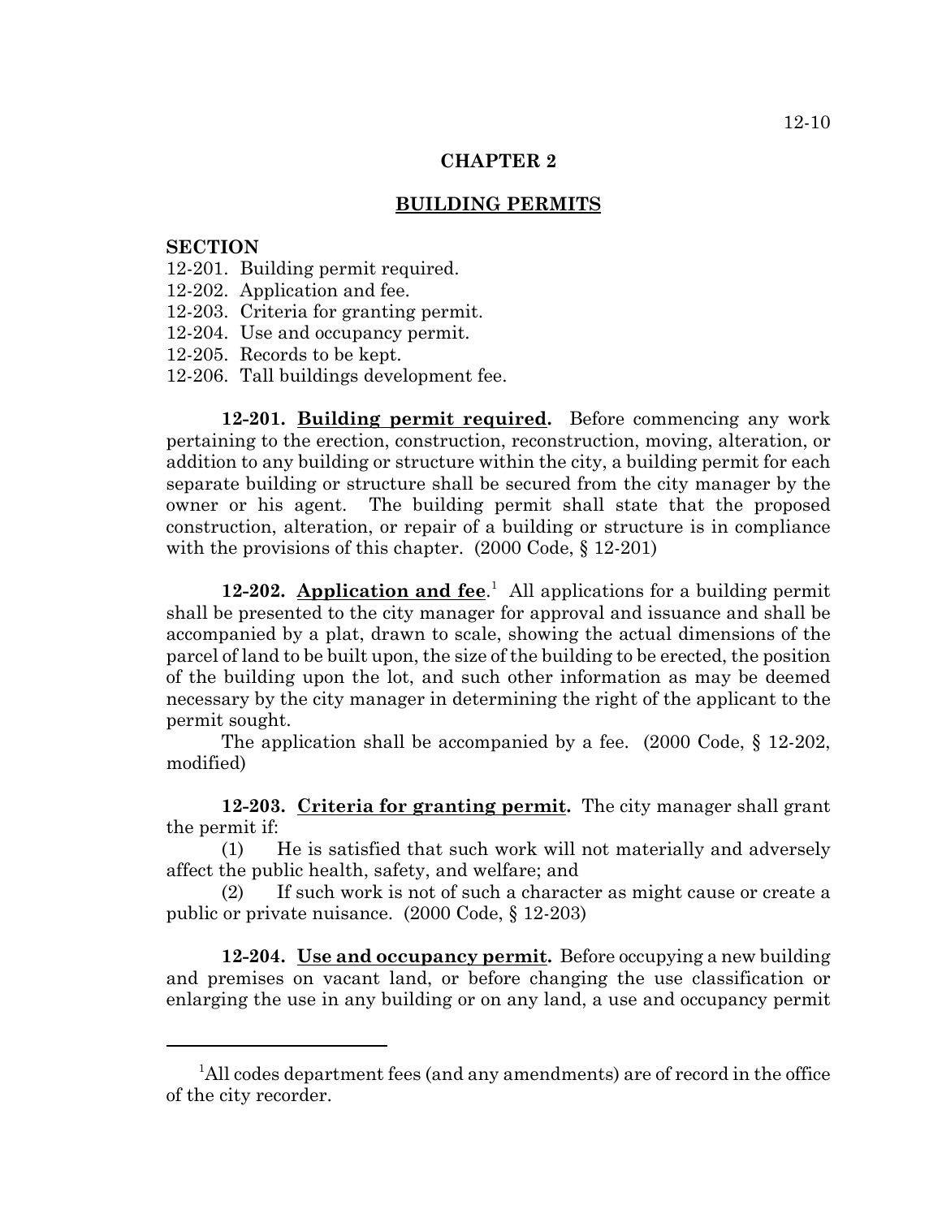## CHAPTER 2

## BUILDING PERMITS

**SECTION**

12-201. Building permit required.
12-202. Application and fee.
12-203. Criteria for granting permit.
12-204. Use and occupancy permit.
12-205. Records to be kept.
12-206. Tall buildings development fee.

**12-201. Building permit required.** Before commencing any work pertaining to the erection, construction, reconstruction, moving, alteration, or addition to any building or structure within the city, a building permit for each separate building or structure shall be secured from the city manager by the owner or his agent. The building permit shall state that the proposed construction, alteration, or repair of a building or structure is in compliance with the provisions of this chapter. (2000 Code, § 12-201)

**12-202. Application and fee.**[1] All applications for a building permit shall be presented to the city manager for approval and issuance and shall be accompanied by a plat, drawn to scale, showing the actual dimensions of the parcel of land to be built upon, the size of the building to be erected, the position of the building upon the lot, and such other information as may be deemed necessary by the city manager in determining the right of the applicant to the permit sought.

The application shall be accompanied by a fee. (2000 Code, § 12-202, modified)

**12-203. Criteria for granting permit.** The city manager shall grant the permit if:

(1) He is satisfied that such work will not materially and adversely affect the public health, safety, and welfare; and

(2) If such work is not of such a character as might cause or create a public or private nuisance. (2000 Code, § 12-203)

**12-204. Use and occupancy permit.** Before occupying a new building and premises on vacant land, or before changing the use classification or enlarging the use in any building or on any land, a use and occupancy permit

---

[1] All codes department fees (and any amendments) are of record in the office of the city recorder.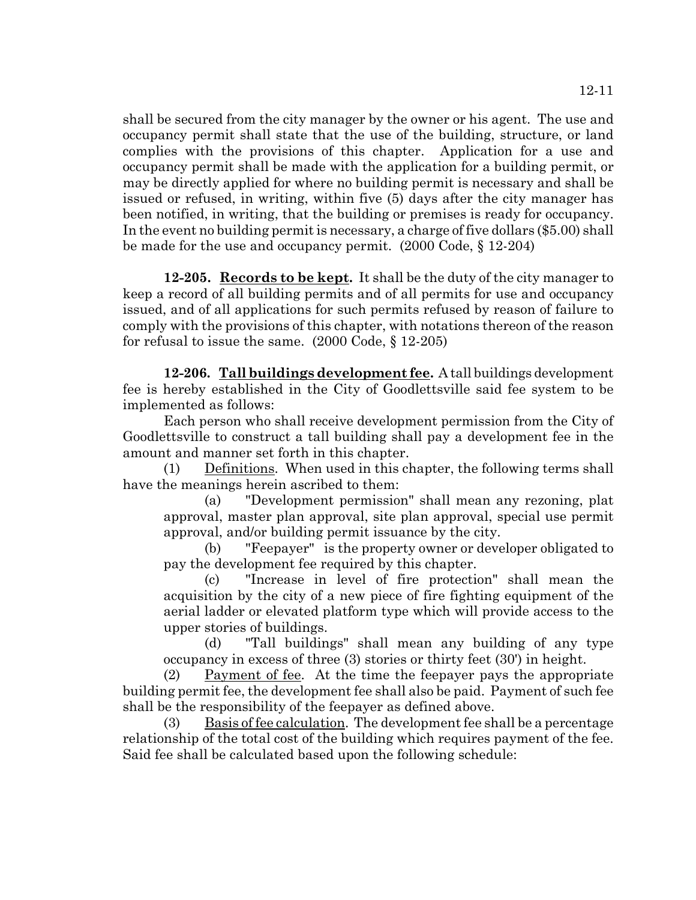shall be secured from the city manager by the owner or his agent. The use and occupancy permit shall state that the use of the building, structure, or land complies with the provisions of this chapter. Application for a use and occupancy permit shall be made with the application for a building permit, or may be directly applied for where no building permit is necessary and shall be issued or refused, in writing, within five (5) days after the city manager has been notified, in writing, that the building or premises is ready for occupancy. In the event no building permit is necessary, a charge of five dollars ($5.00) shall be made for the use and occupancy permit. (2000 Code, § 12-204)

**12-205. Records to be kept.** It shall be the duty of the city manager to keep a record of all building permits and of all permits for use and occupancy issued, and of all applications for such permits refused by reason of failure to comply with the provisions of this chapter, with notations thereon of the reason for refusal to issue the same. (2000 Code, § 12-205)

**12-206. Tall buildings development fee.** A tall buildings development fee is hereby established in the City of Goodlettsville said fee system to be implemented as follows:

Each person who shall receive development permission from the City of Goodlettsville to construct a tall building shall pay a development fee in the amount and manner set forth in this chapter.

(1) Definitions. When used in this chapter, the following terms shall have the meanings herein ascribed to them:

(a) "Development permission" shall mean any rezoning, plat approval, master plan approval, site plan approval, special use permit approval, and/or building permit issuance by the city.

(b) "Feepayer" is the property owner or developer obligated to pay the development fee required by this chapter.

(c) "Increase in level of fire protection" shall mean the acquisition by the city of a new piece of fire fighting equipment of the aerial ladder or elevated platform type which will provide access to the upper stories of buildings.

(d) "Tall buildings" shall mean any building of any type occupancy in excess of three (3) stories or thirty feet (30') in height.

(2) Payment of fee. At the time the feepayer pays the appropriate building permit fee, the development fee shall also be paid. Payment of such fee shall be the responsibility of the feepayer as defined above.

(3) Basis of fee calculation. The development fee shall be a percentage relationship of the total cost of the building which requires payment of the fee. Said fee shall be calculated based upon the following schedule: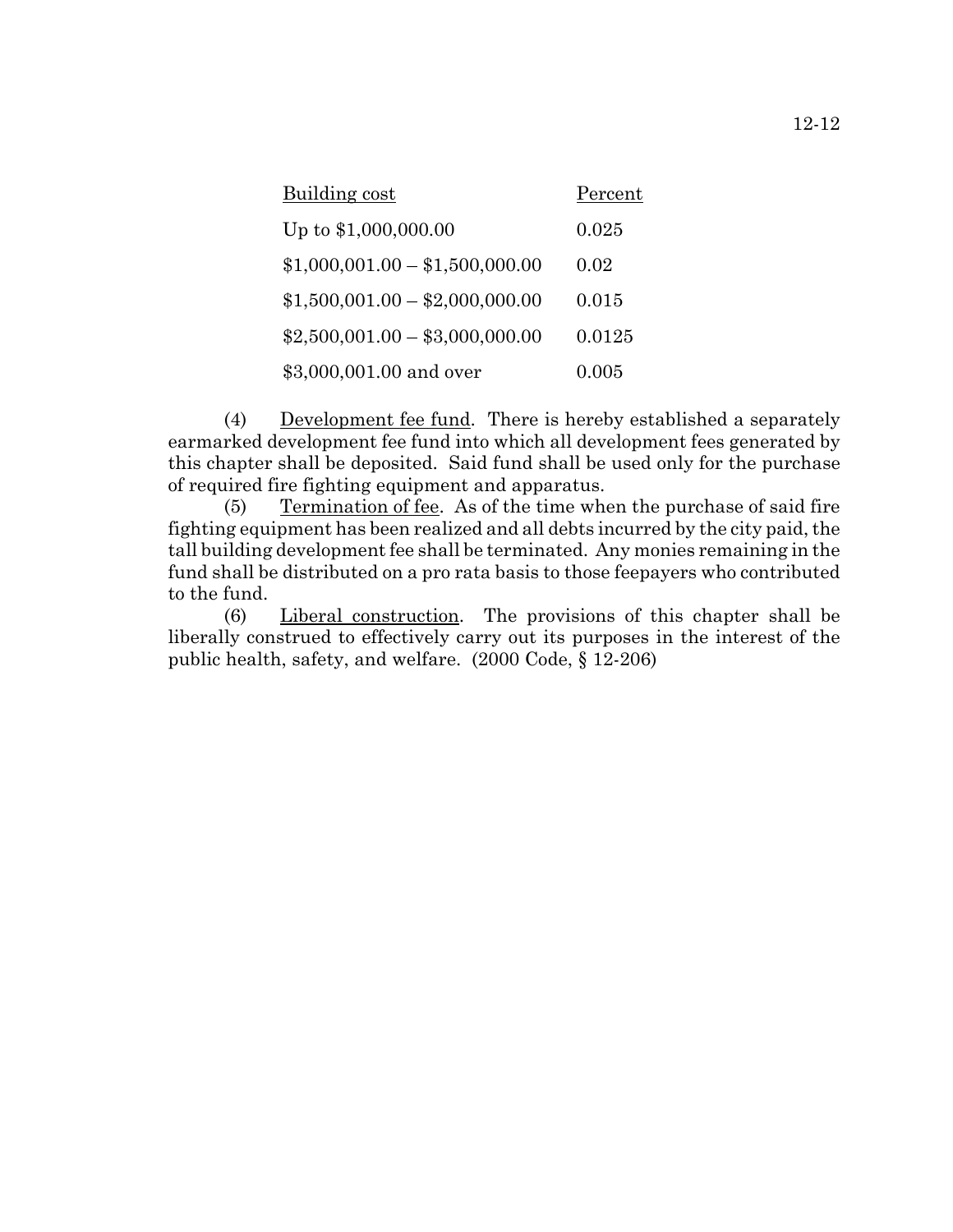| Building cost | Percent |
| --- | --- |
| Up to $1,000,000.00 | 0.025 |
| $1,000,001.00 – $1,500,000.00 | 0.02 |
| $1,500,001.00 – $2,000,000.00 | 0.015 |
| $2,500,001.00 – $3,000,000.00 | 0.0125 |
| $3,000,001.00 and over | 0.005 |

(4) Development fee fund. There is hereby established a separately earmarked development fee fund into which all development fees generated by this chapter shall be deposited. Said fund shall be used only for the purchase of required fire fighting equipment and apparatus.

(5) Termination of fee. As of the time when the purchase of said fire fighting equipment has been realized and all debts incurred by the city paid, the tall building development fee shall be terminated. Any monies remaining in the fund shall be distributed on a pro rata basis to those feepayers who contributed to the fund.

(6) Liberal construction. The provisions of this chapter shall be liberally construed to effectively carry out its purposes in the interest of the public health, safety, and welfare. (2000 Code, § 12-206)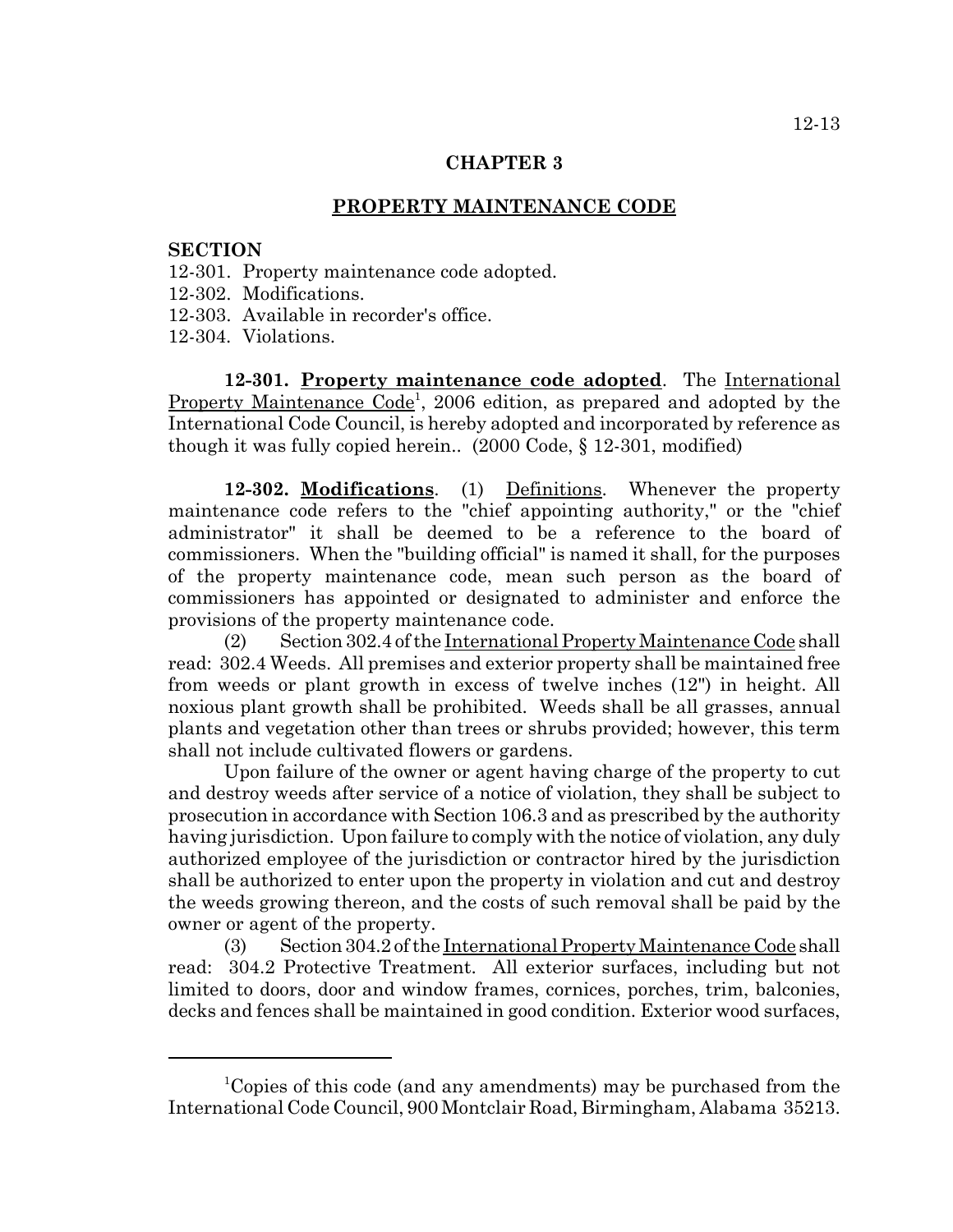# CHAPTER 3

## PROPERTY MAINTENANCE CODE

**SECTION**

12-301. Property maintenance code adopted.
12-302. Modifications.
12-303. Available in recorder's office.
12-304. Violations.

**12-301. Property maintenance code adopted**. The International Property Maintenance Code[1], 2006 edition, as prepared and adopted by the International Code Council, is hereby adopted and incorporated by reference as though it was fully copied herein.. (2000 Code, § 12-301, modified)

**12-302. Modifications**. (1) Definitions. Whenever the property maintenance code refers to the "chief appointing authority," or the "chief administrator" it shall be deemed to be a reference to the board of commissioners. When the "building official" is named it shall, for the purposes of the property maintenance code, mean such person as the board of commissioners has appointed or designated to administer and enforce the provisions of the property maintenance code.

(2) Section 302.4 of the International Property Maintenance Code shall read: 302.4 Weeds. All premises and exterior property shall be maintained free from weeds or plant growth in excess of twelve inches (12") in height. All noxious plant growth shall be prohibited. Weeds shall be all grasses, annual plants and vegetation other than trees or shrubs provided; however, this term shall not include cultivated flowers or gardens.

Upon failure of the owner or agent having charge of the property to cut and destroy weeds after service of a notice of violation, they shall be subject to prosecution in accordance with Section 106.3 and as prescribed by the authority having jurisdiction. Upon failure to comply with the notice of violation, any duly authorized employee of the jurisdiction or contractor hired by the jurisdiction shall be authorized to enter upon the property in violation and cut and destroy the weeds growing thereon, and the costs of such removal shall be paid by the owner or agent of the property.

(3) Section 304.2 of the International Property Maintenance Code shall read: 304.2 Protective Treatment. All exterior surfaces, including but not limited to doors, door and window frames, cornices, porches, trim, balconies, decks and fences shall be maintained in good condition. Exterior wood surfaces,

---

[1]Copies of this code (and any amendments) may be purchased from the International Code Council, 900 Montclair Road, Birmingham, Alabama 35213.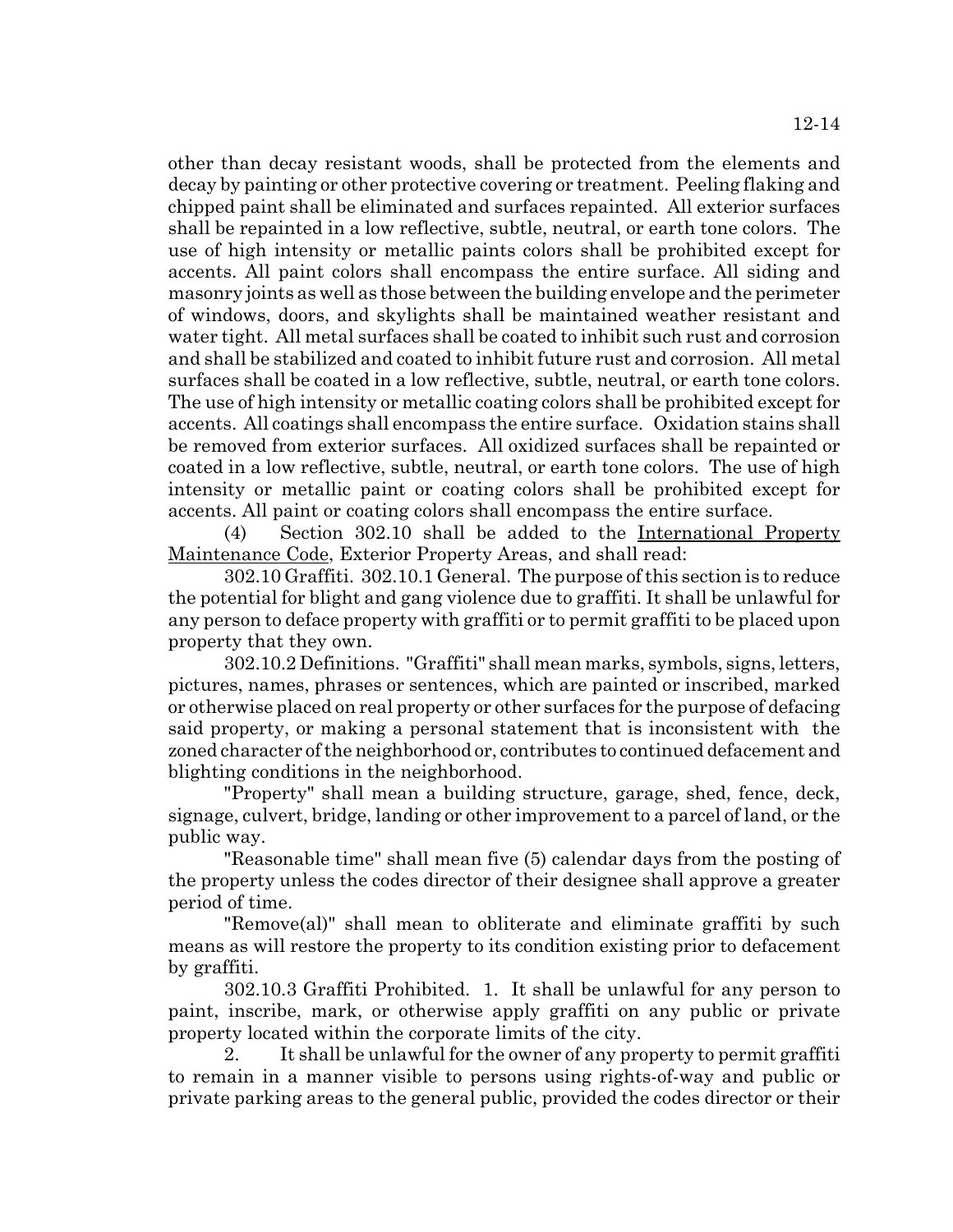other than decay resistant woods, shall be protected from the elements and decay by painting or other protective covering or treatment. Peeling flaking and chipped paint shall be eliminated and surfaces repainted. All exterior surfaces shall be repainted in a low reflective, subtle, neutral, or earth tone colors. The use of high intensity or metallic paints colors shall be prohibited except for accents. All paint colors shall encompass the entire surface. All siding and masonry joints as well as those between the building envelope and the perimeter of windows, doors, and skylights shall be maintained weather resistant and water tight. All metal surfaces shall be coated to inhibit such rust and corrosion and shall be stabilized and coated to inhibit future rust and corrosion. All metal surfaces shall be coated in a low reflective, subtle, neutral, or earth tone colors. The use of high intensity or metallic coating colors shall be prohibited except for accents. All coatings shall encompass the entire surface. Oxidation stains shall be removed from exterior surfaces. All oxidized surfaces shall be repainted or coated in a low reflective, subtle, neutral, or earth tone colors. The use of high intensity or metallic paint or coating colors shall be prohibited except for accents. All paint or coating colors shall encompass the entire surface.

(4) Section 302.10 shall be added to the International Property Maintenance Code, Exterior Property Areas, and shall read:

302.10 Graffiti. 302.10.1 General. The purpose of this section is to reduce the potential for blight and gang violence due to graffiti. It shall be unlawful for any person to deface property with graffiti or to permit graffiti to be placed upon property that they own.

302.10.2 Definitions. "Graffiti" shall mean marks, symbols, signs, letters, pictures, names, phrases or sentences, which are painted or inscribed, marked or otherwise placed on real property or other surfaces for the purpose of defacing said property, or making a personal statement that is inconsistent with the zoned character of the neighborhood or, contributes to continued defacement and blighting conditions in the neighborhood.

"Property" shall mean a building structure, garage, shed, fence, deck, signage, culvert, bridge, landing or other improvement to a parcel of land, or the public way.

"Reasonable time" shall mean five (5) calendar days from the posting of the property unless the codes director of their designee shall approve a greater period of time.

"Remove(al)" shall mean to obliterate and eliminate graffiti by such means as will restore the property to its condition existing prior to defacement by graffiti.

302.10.3 Graffiti Prohibited. 1. It shall be unlawful for any person to paint, inscribe, mark, or otherwise apply graffiti on any public or private property located within the corporate limits of the city.

2. It shall be unlawful for the owner of any property to permit graffiti to remain in a manner visible to persons using rights-of-way and public or private parking areas to the general public, provided the codes director or their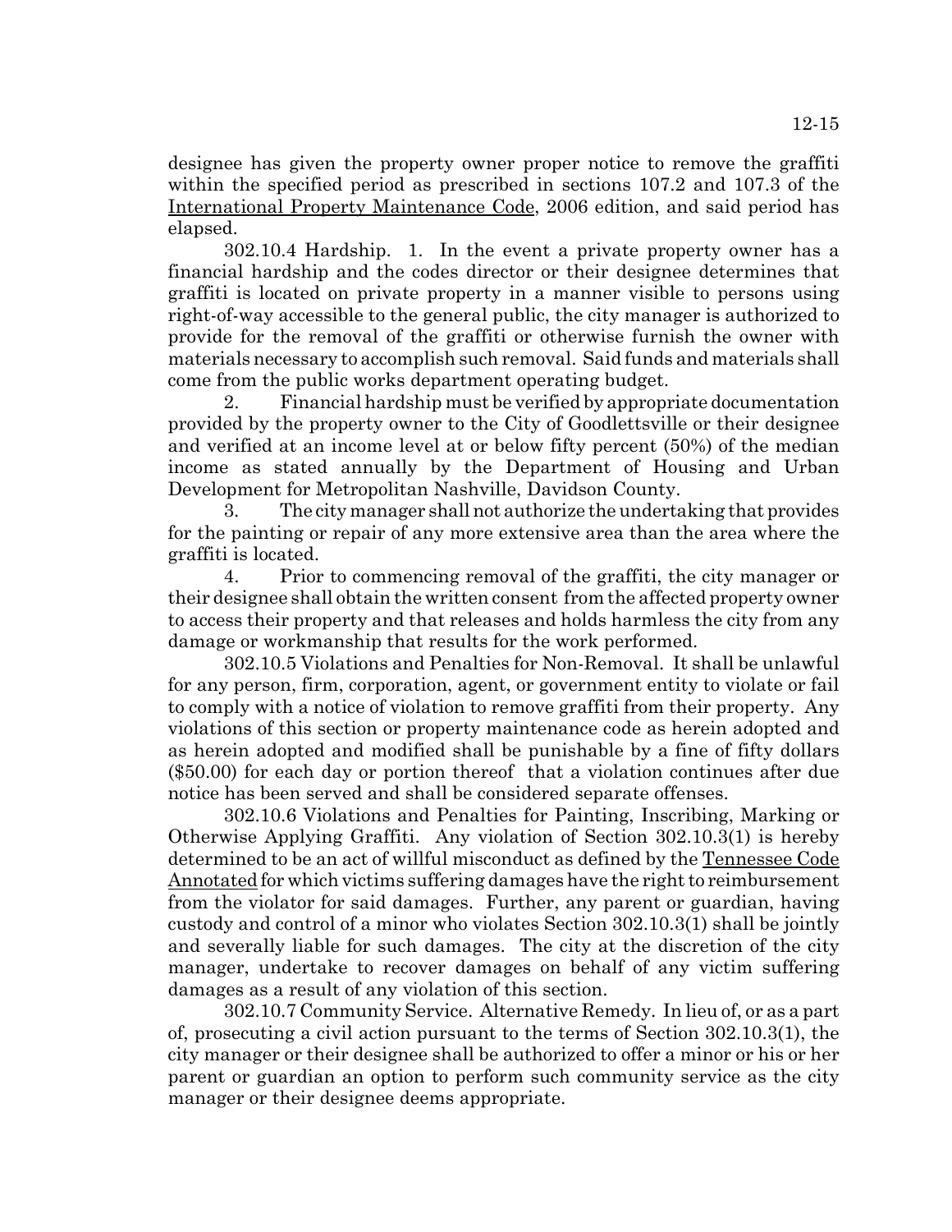designee has given the property owner proper notice to remove the graffiti within the specified period as prescribed in sections 107.2 and 107.3 of the International Property Maintenance Code, 2006 edition, and said period has elapsed.

302.10.4 Hardship. 1. In the event a private property owner has a financial hardship and the codes director or their designee determines that graffiti is located on private property in a manner visible to persons using right-of-way accessible to the general public, the city manager is authorized to provide for the removal of the graffiti or otherwise furnish the owner with materials necessary to accomplish such removal. Said funds and materials shall come from the public works department operating budget.

2. Financial hardship must be verified by appropriate documentation provided by the property owner to the City of Goodlettsville or their designee and verified at an income level at or below fifty percent (50%) of the median income as stated annually by the Department of Housing and Urban Development for Metropolitan Nashville, Davidson County.

3. The city manager shall not authorize the undertaking that provides for the painting or repair of any more extensive area than the area where the graffiti is located.

4. Prior to commencing removal of the graffiti, the city manager or their designee shall obtain the written consent from the affected property owner to access their property and that releases and holds harmless the city from any damage or workmanship that results for the work performed.

302.10.5 Violations and Penalties for Non-Removal. It shall be unlawful for any person, firm, corporation, agent, or government entity to violate or fail to comply with a notice of violation to remove graffiti from their property. Any violations of this section or property maintenance code as herein adopted and as herein adopted and modified shall be punishable by a fine of fifty dollars ($50.00) for each day or portion thereof that a violation continues after due notice has been served and shall be considered separate offenses.

302.10.6 Violations and Penalties for Painting, Inscribing, Marking or Otherwise Applying Graffiti. Any violation of Section 302.10.3(1) is hereby determined to be an act of willful misconduct as defined by the Tennessee Code Annotated for which victims suffering damages have the right to reimbursement from the violator for said damages. Further, any parent or guardian, having custody and control of a minor who violates Section 302.10.3(1) shall be jointly and severally liable for such damages. The city at the discretion of the city manager, undertake to recover damages on behalf of any victim suffering damages as a result of any violation of this section.

302.10.7 Community Service. Alternative Remedy. In lieu of, or as a part of, prosecuting a civil action pursuant to the terms of Section 302.10.3(1), the city manager or their designee shall be authorized to offer a minor or his or her parent or guardian an option to perform such community service as the city manager or their designee deems appropriate.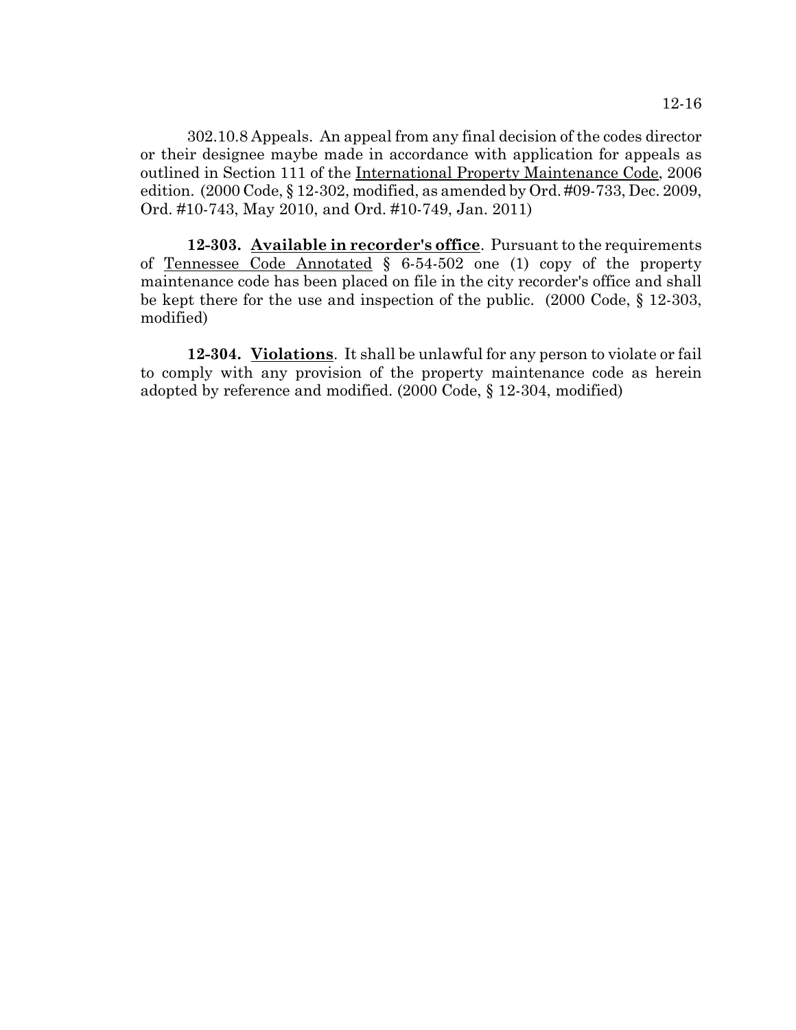302.10.8 Appeals. An appeal from any final decision of the codes director or their designee maybe made in accordance with application for appeals as outlined in Section 111 of the International Property Maintenance Code, 2006 edition. (2000 Code, § 12-302, modified, as amended by Ord. #09-733, Dec. 2009, Ord. #10-743, May 2010, and Ord. #10-749, Jan. 2011)

**12-303. Available in recorder's office**. Pursuant to the requirements of Tennessee Code Annotated § 6-54-502 one (1) copy of the property maintenance code has been placed on file in the city recorder's office and shall be kept there for the use and inspection of the public. (2000 Code, § 12-303, modified)

**12-304. Violations**. It shall be unlawful for any person to violate or fail to comply with any provision of the property maintenance code as herein adopted by reference and modified. (2000 Code, § 12-304, modified)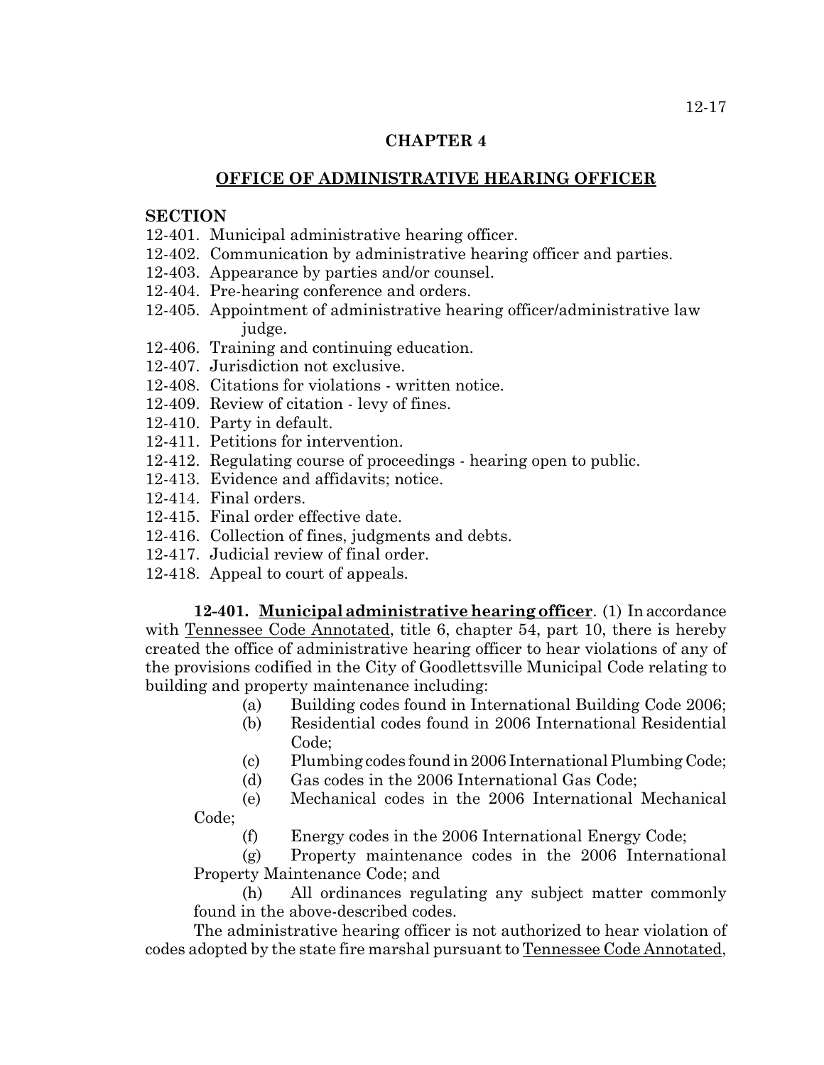## CHAPTER 4

## OFFICE OF ADMINISTRATIVE HEARING OFFICER

**SECTION**

12-401. Municipal administrative hearing officer.
12-402. Communication by administrative hearing officer and parties.
12-403. Appearance by parties and/or counsel.
12-404. Pre-hearing conference and orders.
12-405. Appointment of administrative hearing officer/administrative law judge.
12-406. Training and continuing education.
12-407. Jurisdiction not exclusive.
12-408. Citations for violations - written notice.
12-409. Review of citation - levy of fines.
12-410. Party in default.
12-411. Petitions for intervention.
12-412. Regulating course of proceedings - hearing open to public.
12-413. Evidence and affidavits; notice.
12-414. Final orders.
12-415. Final order effective date.
12-416. Collection of fines, judgments and debts.
12-417. Judicial review of final order.
12-418. Appeal to court of appeals.

**12-401. Municipal administrative hearing officer**. (1) In accordance with Tennessee Code Annotated, title 6, chapter 54, part 10, there is hereby created the office of administrative hearing officer to hear violations of any of the provisions codified in the City of Goodlettsville Municipal Code relating to building and property maintenance including:

(a) Building codes found in International Building Code 2006;
(b) Residential codes found in 2006 International Residential Code;
(c) Plumbing codes found in 2006 International Plumbing Code;
(d) Gas codes in the 2006 International Gas Code;
(e) Mechanical codes in the 2006 International Mechanical Code;
(f) Energy codes in the 2006 International Energy Code;
(g) Property maintenance codes in the 2006 International Property Maintenance Code; and
(h) All ordinances regulating any subject matter commonly found in the above-described codes.

The administrative hearing officer is not authorized to hear violation of codes adopted by the state fire marshal pursuant to Tennessee Code Annotated,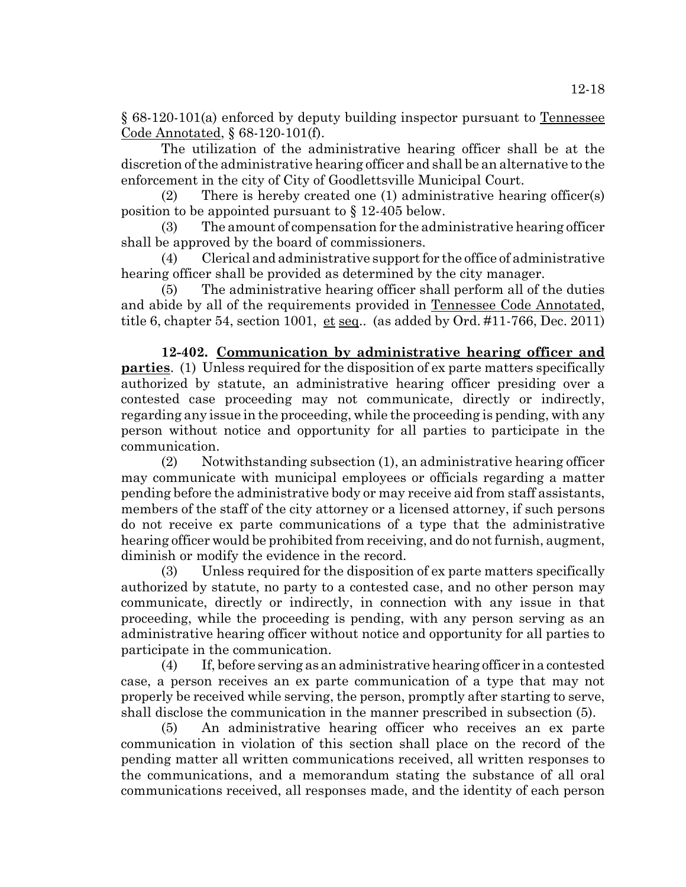§ 68-120-101(a) enforced by deputy building inspector pursuant to Tennessee Code Annotated, § 68-120-101(f).

The utilization of the administrative hearing officer shall be at the discretion of the administrative hearing officer and shall be an alternative to the enforcement in the city of City of Goodlettsville Municipal Court.

(2) There is hereby created one (1) administrative hearing officer(s) position to be appointed pursuant to § 12-405 below.

(3) The amount of compensation for the administrative hearing officer shall be approved by the board of commissioners.

(4) Clerical and administrative support for the office of administrative hearing officer shall be provided as determined by the city manager.

(5) The administrative hearing officer shall perform all of the duties and abide by all of the requirements provided in Tennessee Code Annotated, title 6, chapter 54, section 1001, et seq.. (as added by Ord. #11-766, Dec. 2011)

**12-402. Communication by administrative hearing officer and parties**. (1) Unless required for the disposition of ex parte matters specifically authorized by statute, an administrative hearing officer presiding over a contested case proceeding may not communicate, directly or indirectly, regarding any issue in the proceeding, while the proceeding is pending, with any person without notice and opportunity for all parties to participate in the communication.

(2) Notwithstanding subsection (1), an administrative hearing officer may communicate with municipal employees or officials regarding a matter pending before the administrative body or may receive aid from staff assistants, members of the staff of the city attorney or a licensed attorney, if such persons do not receive ex parte communications of a type that the administrative hearing officer would be prohibited from receiving, and do not furnish, augment, diminish or modify the evidence in the record.

(3) Unless required for the disposition of ex parte matters specifically authorized by statute, no party to a contested case, and no other person may communicate, directly or indirectly, in connection with any issue in that proceeding, while the proceeding is pending, with any person serving as an administrative hearing officer without notice and opportunity for all parties to participate in the communication.

(4) If, before serving as an administrative hearing officer in a contested case, a person receives an ex parte communication of a type that may not properly be received while serving, the person, promptly after starting to serve, shall disclose the communication in the manner prescribed in subsection (5).

(5) An administrative hearing officer who receives an ex parte communication in violation of this section shall place on the record of the pending matter all written communications received, all written responses to the communications, and a memorandum stating the substance of all oral communications received, all responses made, and the identity of each person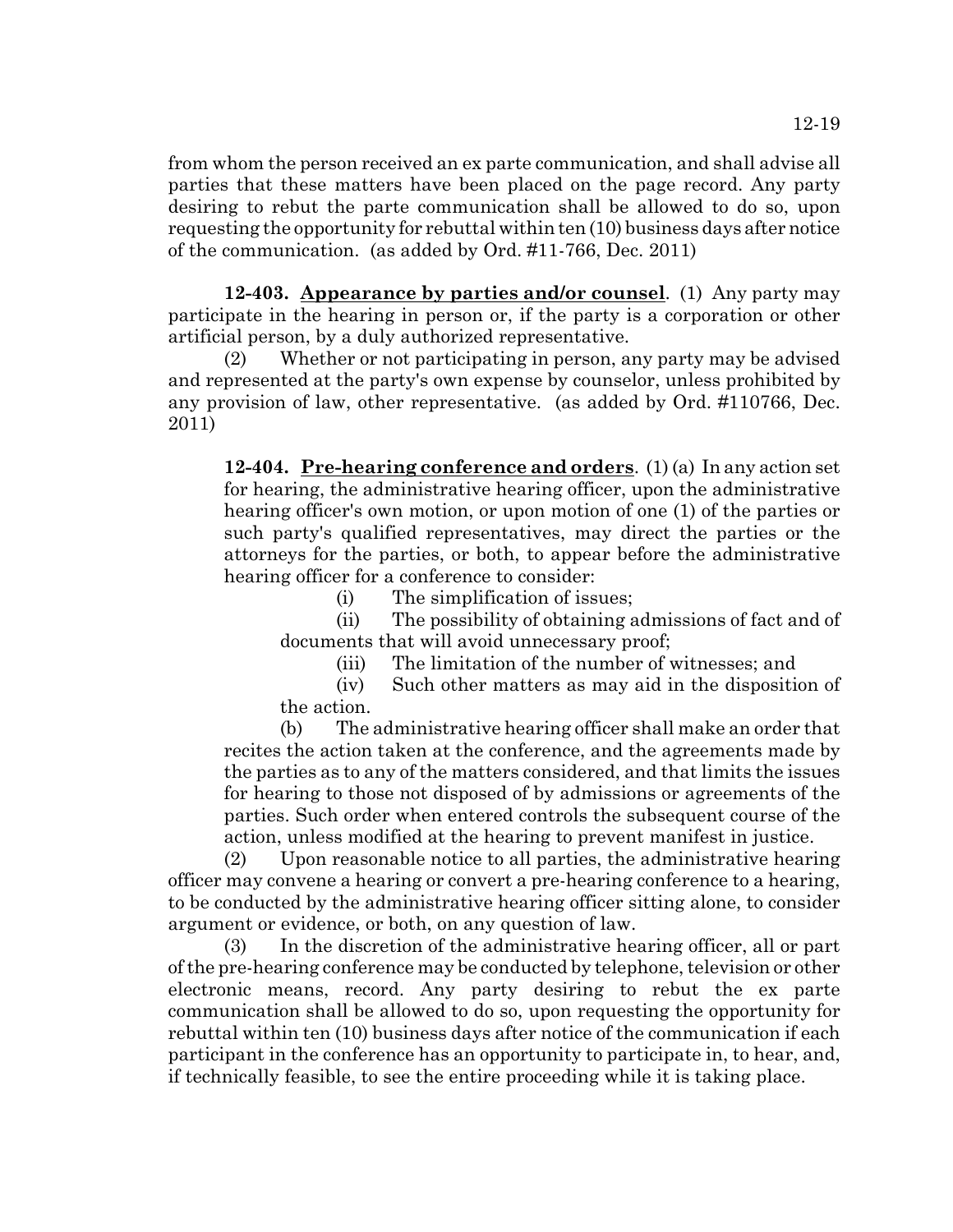from whom the person received an ex parte communication, and shall advise all parties that these matters have been placed on the page record. Any party desiring to rebut the parte communication shall be allowed to do so, upon requesting the opportunity for rebuttal within ten (10) business days after notice of the communication. (as added by Ord. #11-766, Dec. 2011)

**12-403. Appearance by parties and/or counsel**. (1) Any party may participate in the hearing in person or, if the party is a corporation or other artificial person, by a duly authorized representative.

(2) Whether or not participating in person, any party may be advised and represented at the party's own expense by counselor, unless prohibited by any provision of law, other representative. (as added by Ord. #110766, Dec. 2011)

**12-404. Pre-hearing conference and orders**. (1) (a) In any action set for hearing, the administrative hearing officer, upon the administrative hearing officer's own motion, or upon motion of one (1) of the parties or such party's qualified representatives, may direct the parties or the attorneys for the parties, or both, to appear before the administrative hearing officer for a conference to consider:

(i) The simplification of issues;

(ii) The possibility of obtaining admissions of fact and of documents that will avoid unnecessary proof;

(iii) The limitation of the number of witnesses; and

(iv) Such other matters as may aid in the disposition of the action.

(b) The administrative hearing officer shall make an order that recites the action taken at the conference, and the agreements made by the parties as to any of the matters considered, and that limits the issues for hearing to those not disposed of by admissions or agreements of the parties. Such order when entered controls the subsequent course of the action, unless modified at the hearing to prevent manifest in justice.

(2) Upon reasonable notice to all parties, the administrative hearing officer may convene a hearing or convert a pre-hearing conference to a hearing, to be conducted by the administrative hearing officer sitting alone, to consider argument or evidence, or both, on any question of law.

(3) In the discretion of the administrative hearing officer, all or part of the pre-hearing conference may be conducted by telephone, television or other electronic means, record. Any party desiring to rebut the ex parte communication shall be allowed to do so, upon requesting the opportunity for rebuttal within ten (10) business days after notice of the communication if each participant in the conference has an opportunity to participate in, to hear, and, if technically feasible, to see the entire proceeding while it is taking place.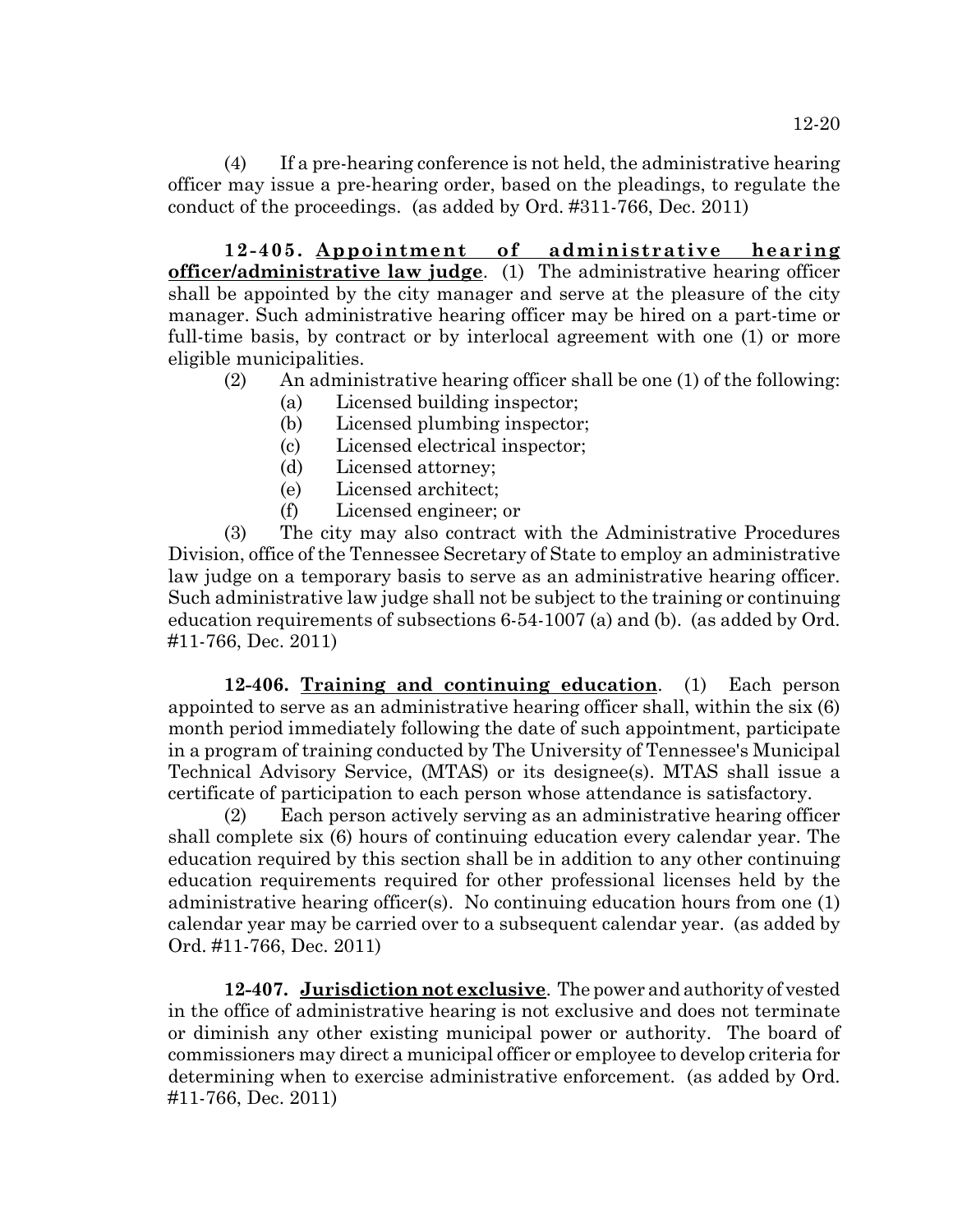(4) If a pre-hearing conference is not held, the administrative hearing officer may issue a pre-hearing order, based on the pleadings, to regulate the conduct of the proceedings. (as added by Ord. #311-766, Dec. 2011)

**12-405. Appointment of administrative hearing officer/administrative law judge**. (1) The administrative hearing officer shall be appointed by the city manager and serve at the pleasure of the city manager. Such administrative hearing officer may be hired on a part-time or full-time basis, by contract or by interlocal agreement with one (1) or more eligible municipalities.

(2) An administrative hearing officer shall be one (1) of the following:

(a) Licensed building inspector;

(b) Licensed plumbing inspector;

(c) Licensed electrical inspector;

(d) Licensed attorney;

(e) Licensed architect;

(f) Licensed engineer; or

(3) The city may also contract with the Administrative Procedures Division, office of the Tennessee Secretary of State to employ an administrative law judge on a temporary basis to serve as an administrative hearing officer. Such administrative law judge shall not be subject to the training or continuing education requirements of subsections 6-54-1007 (a) and (b). (as added by Ord. #11-766, Dec. 2011)

**12-406. Training and continuing education**. (1) Each person appointed to serve as an administrative hearing officer shall, within the six (6) month period immediately following the date of such appointment, participate in a program of training conducted by The University of Tennessee's Municipal Technical Advisory Service, (MTAS) or its designee(s). MTAS shall issue a certificate of participation to each person whose attendance is satisfactory.

(2) Each person actively serving as an administrative hearing officer shall complete six (6) hours of continuing education every calendar year. The education required by this section shall be in addition to any other continuing education requirements required for other professional licenses held by the administrative hearing officer(s). No continuing education hours from one (1) calendar year may be carried over to a subsequent calendar year. (as added by Ord. #11-766, Dec. 2011)

**12-407. Jurisdiction not exclusive**. The power and authority of vested in the office of administrative hearing is not exclusive and does not terminate or diminish any other existing municipal power or authority. The board of commissioners may direct a municipal officer or employee to develop criteria for determining when to exercise administrative enforcement. (as added by Ord. #11-766, Dec. 2011)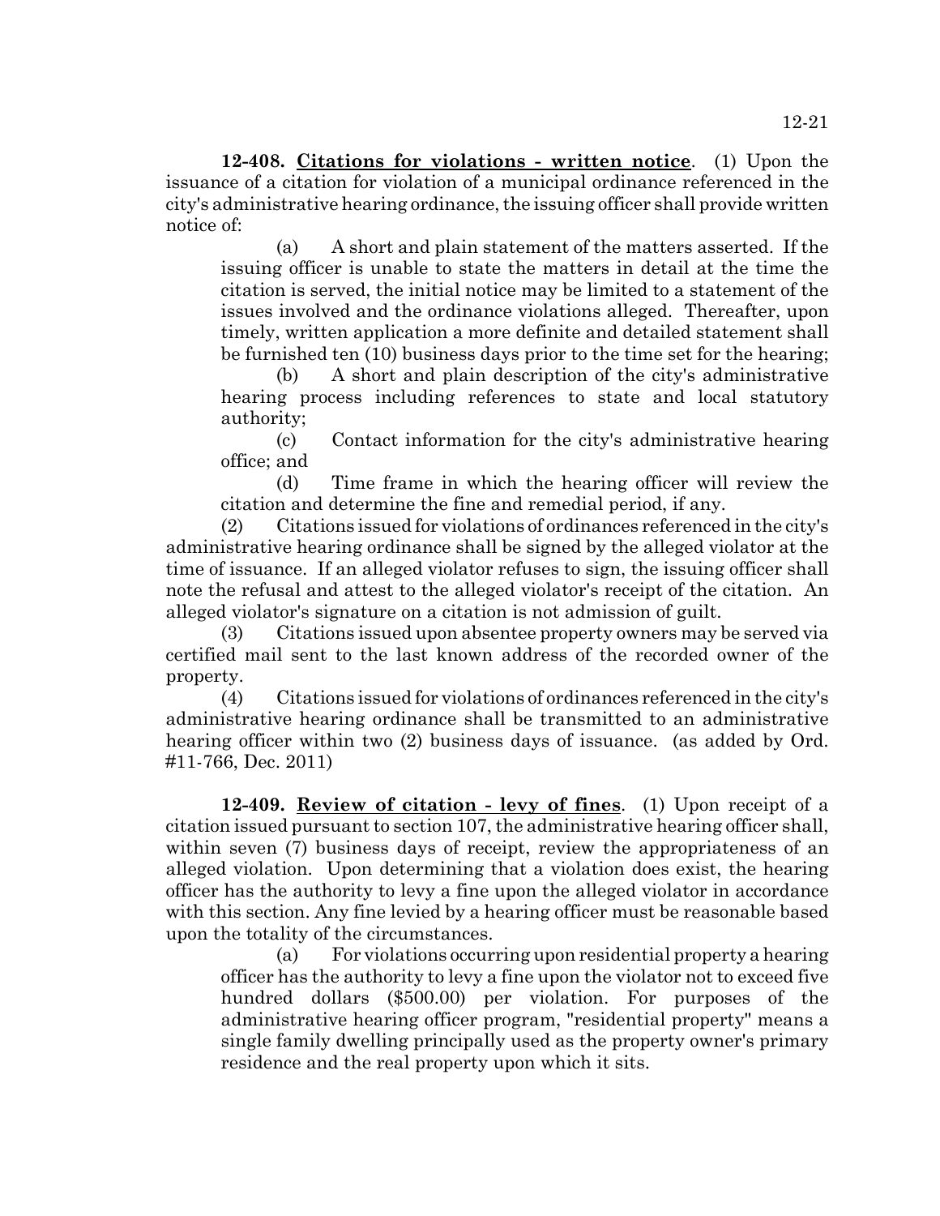**12-408. <u>Citations for violations - written notice</u>**. (1) Upon the issuance of a citation for violation of a municipal ordinance referenced in the city's administrative hearing ordinance, the issuing officer shall provide written notice of:

(a) A short and plain statement of the matters asserted. If the issuing officer is unable to state the matters in detail at the time the citation is served, the initial notice may be limited to a statement of the issues involved and the ordinance violations alleged. Thereafter, upon timely, written application a more definite and detailed statement shall be furnished ten (10) business days prior to the time set for the hearing;

(b) A short and plain description of the city's administrative hearing process including references to state and local statutory authority;

(c) Contact information for the city's administrative hearing office; and

(d) Time frame in which the hearing officer will review the citation and determine the fine and remedial period, if any.

(2) Citations issued for violations of ordinances referenced in the city's administrative hearing ordinance shall be signed by the alleged violator at the time of issuance. If an alleged violator refuses to sign, the issuing officer shall note the refusal and attest to the alleged violator's receipt of the citation. An alleged violator's signature on a citation is not admission of guilt.

(3) Citations issued upon absentee property owners may be served via certified mail sent to the last known address of the recorded owner of the property.

(4) Citations issued for violations of ordinances referenced in the city's administrative hearing ordinance shall be transmitted to an administrative hearing officer within two (2) business days of issuance. (as added by Ord. #11-766, Dec. 2011)

**12-409. <u>Review of citation - levy of fines</u>**. (1) Upon receipt of a citation issued pursuant to section 107, the administrative hearing officer shall, within seven (7) business days of receipt, review the appropriateness of an alleged violation. Upon determining that a violation does exist, the hearing officer has the authority to levy a fine upon the alleged violator in accordance with this section. Any fine levied by a hearing officer must be reasonable based upon the totality of the circumstances.

(a) For violations occurring upon residential property a hearing officer has the authority to levy a fine upon the violator not to exceed five hundred dollars ($500.00) per violation. For purposes of the administrative hearing officer program, "residential property" means a single family dwelling principally used as the property owner's primary residence and the real property upon which it sits.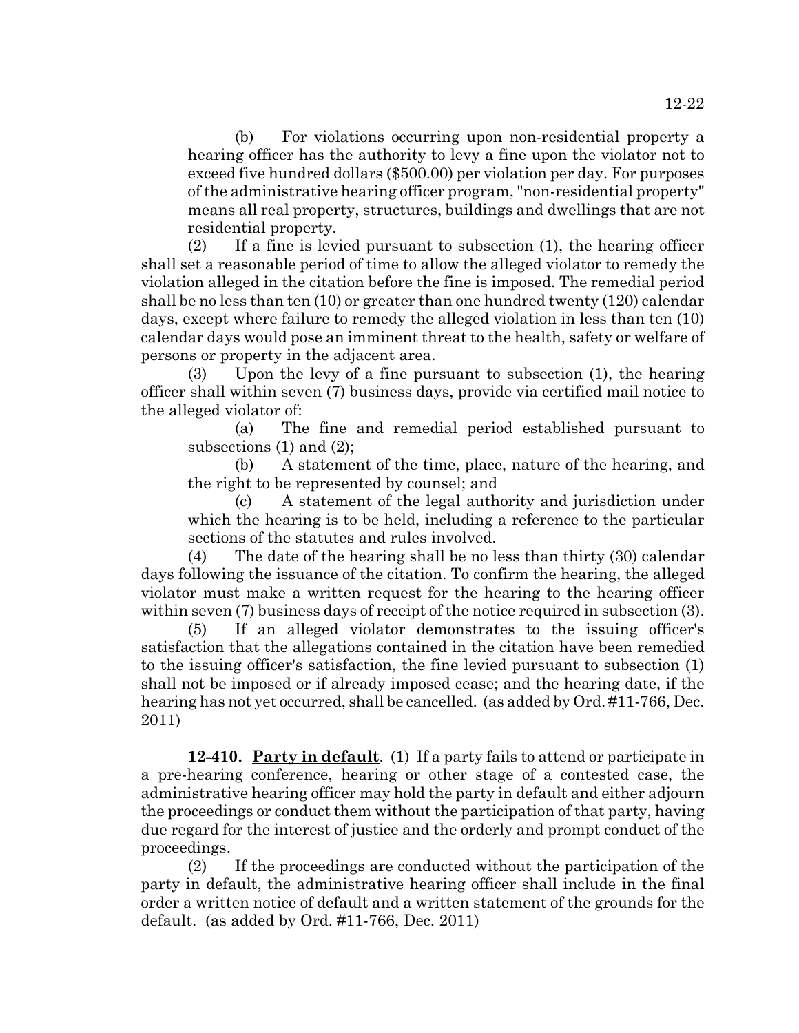(b) For violations occurring upon non-residential property a hearing officer has the authority to levy a fine upon the violator not to exceed five hundred dollars ($500.00) per violation per day. For purposes of the administrative hearing officer program, "non-residential property" means all real property, structures, buildings and dwellings that are not residential property.

(2) If a fine is levied pursuant to subsection (1), the hearing officer shall set a reasonable period of time to allow the alleged violator to remedy the violation alleged in the citation before the fine is imposed. The remedial period shall be no less than ten (10) or greater than one hundred twenty (120) calendar days, except where failure to remedy the alleged violation in less than ten (10) calendar days would pose an imminent threat to the health, safety or welfare of persons or property in the adjacent area.

(3) Upon the levy of a fine pursuant to subsection (1), the hearing officer shall within seven (7) business days, provide via certified mail notice to the alleged violator of:

(a) The fine and remedial period established pursuant to subsections (1) and (2);

(b) A statement of the time, place, nature of the hearing, and the right to be represented by counsel; and

(c) A statement of the legal authority and jurisdiction under which the hearing is to be held, including a reference to the particular sections of the statutes and rules involved.

(4) The date of the hearing shall be no less than thirty (30) calendar days following the issuance of the citation. To confirm the hearing, the alleged violator must make a written request for the hearing to the hearing officer within seven (7) business days of receipt of the notice required in subsection (3).

(5) If an alleged violator demonstrates to the issuing officer's satisfaction that the allegations contained in the citation have been remedied to the issuing officer's satisfaction, the fine levied pursuant to subsection (1) shall not be imposed or if already imposed cease; and the hearing date, if the hearing has not yet occurred, shall be cancelled. (as added by Ord. #11-766, Dec. 2011)

**12-410. Party in default**. (1) If a party fails to attend or participate in a pre-hearing conference, hearing or other stage of a contested case, the administrative hearing officer may hold the party in default and either adjourn the proceedings or conduct them without the participation of that party, having due regard for the interest of justice and the orderly and prompt conduct of the proceedings.

(2) If the proceedings are conducted without the participation of the party in default, the administrative hearing officer shall include in the final order a written notice of default and a written statement of the grounds for the default. (as added by Ord. #11-766, Dec. 2011)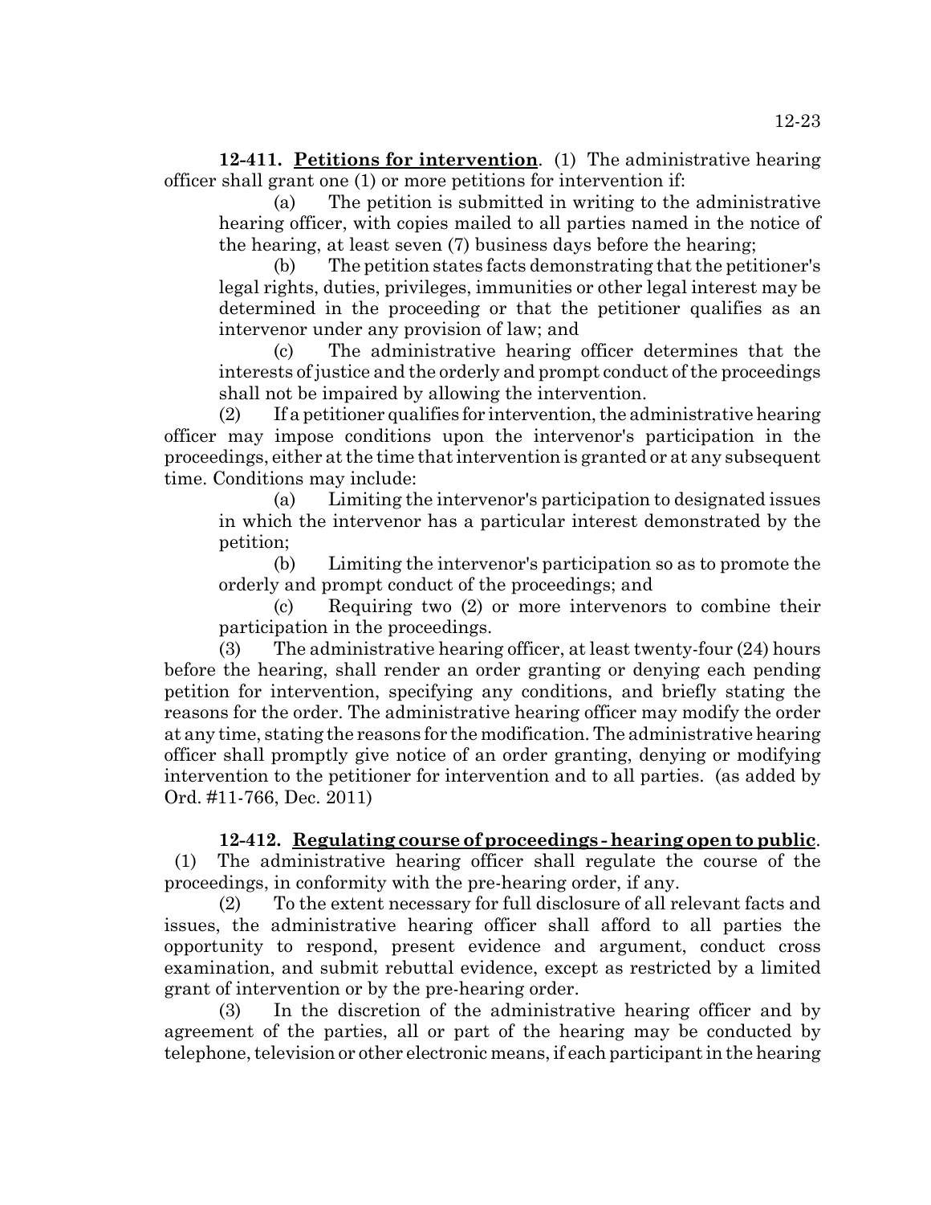**12-411. Petitions for intervention**. (1) The administrative hearing officer shall grant one (1) or more petitions for intervention if:

(a) The petition is submitted in writing to the administrative hearing officer, with copies mailed to all parties named in the notice of the hearing, at least seven (7) business days before the hearing;

(b) The petition states facts demonstrating that the petitioner's legal rights, duties, privileges, immunities or other legal interest may be determined in the proceeding or that the petitioner qualifies as an intervenor under any provision of law; and

(c) The administrative hearing officer determines that the interests of justice and the orderly and prompt conduct of the proceedings shall not be impaired by allowing the intervention.

(2) If a petitioner qualifies for intervention, the administrative hearing officer may impose conditions upon the intervenor's participation in the proceedings, either at the time that intervention is granted or at any subsequent time. Conditions may include:

(a) Limiting the intervenor's participation to designated issues in which the intervenor has a particular interest demonstrated by the petition;

(b) Limiting the intervenor's participation so as to promote the orderly and prompt conduct of the proceedings; and

(c) Requiring two (2) or more intervenors to combine their participation in the proceedings.

(3) The administrative hearing officer, at least twenty-four (24) hours before the hearing, shall render an order granting or denying each pending petition for intervention, specifying any conditions, and briefly stating the reasons for the order. The administrative hearing officer may modify the order at any time, stating the reasons for the modification. The administrative hearing officer shall promptly give notice of an order granting, denying or modifying intervention to the petitioner for intervention and to all parties. (as added by Ord. #11-766, Dec. 2011)

**12-412. Regulating course of proceedings - hearing open to public**. (1) The administrative hearing officer shall regulate the course of the proceedings, in conformity with the pre-hearing order, if any.

(2) To the extent necessary for full disclosure of all relevant facts and issues, the administrative hearing officer shall afford to all parties the opportunity to respond, present evidence and argument, conduct cross examination, and submit rebuttal evidence, except as restricted by a limited grant of intervention or by the pre-hearing order.

(3) In the discretion of the administrative hearing officer and by agreement of the parties, all or part of the hearing may be conducted by telephone, television or other electronic means, if each participant in the hearing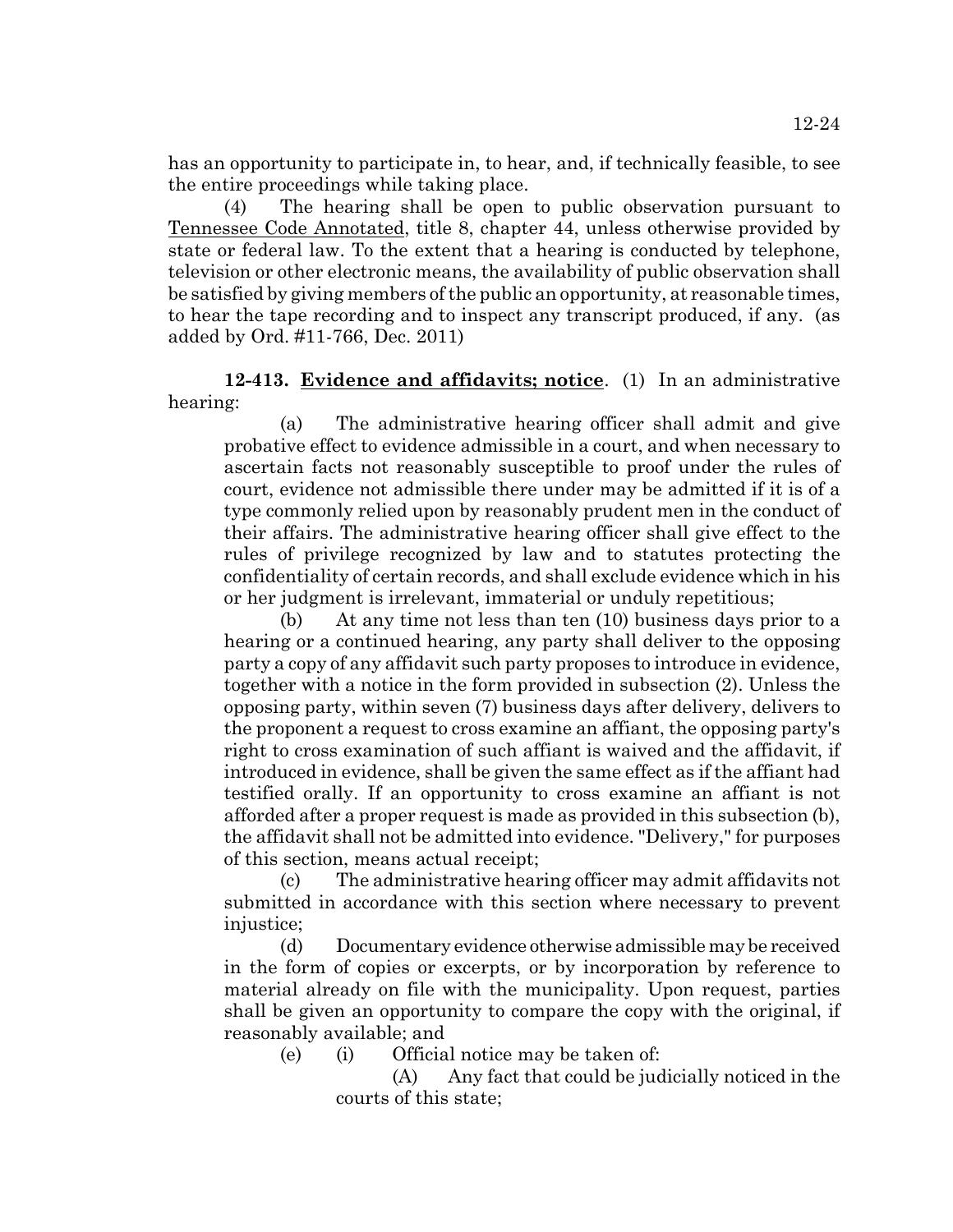has an opportunity to participate in, to hear, and, if technically feasible, to see the entire proceedings while taking place.

(4) The hearing shall be open to public observation pursuant to Tennessee Code Annotated, title 8, chapter 44, unless otherwise provided by state or federal law. To the extent that a hearing is conducted by telephone, television or other electronic means, the availability of public observation shall be satisfied by giving members of the public an opportunity, at reasonable times, to hear the tape recording and to inspect any transcript produced, if any. (as added by Ord. #11-766, Dec. 2011)

**12-413. Evidence and affidavits; notice**. (1) In an administrative hearing:

(a) The administrative hearing officer shall admit and give probative effect to evidence admissible in a court, and when necessary to ascertain facts not reasonably susceptible to proof under the rules of court, evidence not admissible there under may be admitted if it is of a type commonly relied upon by reasonably prudent men in the conduct of their affairs. The administrative hearing officer shall give effect to the rules of privilege recognized by law and to statutes protecting the confidentiality of certain records, and shall exclude evidence which in his or her judgment is irrelevant, immaterial or unduly repetitious;

(b) At any time not less than ten (10) business days prior to a hearing or a continued hearing, any party shall deliver to the opposing party a copy of any affidavit such party proposes to introduce in evidence, together with a notice in the form provided in subsection (2). Unless the opposing party, within seven (7) business days after delivery, delivers to the proponent a request to cross examine an affiant, the opposing party's right to cross examination of such affiant is waived and the affidavit, if introduced in evidence, shall be given the same effect as if the affiant had testified orally. If an opportunity to cross examine an affiant is not afforded after a proper request is made as provided in this subsection (b), the affidavit shall not be admitted into evidence. "Delivery," for purposes of this section, means actual receipt;

(c) The administrative hearing officer may admit affidavits not submitted in accordance with this section where necessary to prevent injustice;

(d) Documentary evidence otherwise admissible may be received in the form of copies or excerpts, or by incorporation by reference to material already on file with the municipality. Upon request, parties shall be given an opportunity to compare the copy with the original, if reasonably available; and

(e) (i) Official notice may be taken of:

(A) Any fact that could be judicially noticed in the courts of this state;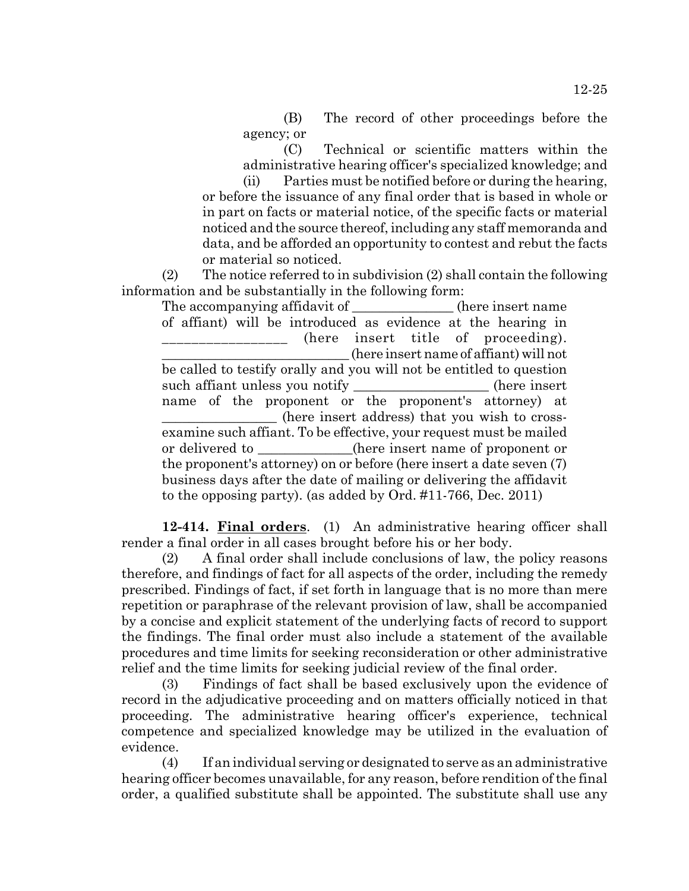(B) The record of other proceedings before the agency; or

(C) Technical or scientific matters within the administrative hearing officer's specialized knowledge; and

(ii) Parties must be notified before or during the hearing, or before the issuance of any final order that is based in whole or in part on facts or material notice, of the specific facts or material noticed and the source thereof, including any staff memoranda and data, and be afforded an opportunity to contest and rebut the facts or material so noticed.

(2) The notice referred to in subdivision (2) shall contain the following information and be substantially in the following form:

The accompanying affidavit of _______________ (here insert name of affiant) will be introduced as evidence at the hearing in _________________ (here insert title of proceeding). ___________________________ (here insert name of affiant) will not be called to testify orally and you will not be entitled to question such affiant unless you notify ___________________ (here insert name of the proponent or the proponent's attorney) at ________________ (here insert address) that you wish to cross-examine such affiant. To be effective, your request must be mailed or delivered to ______________(here insert name of proponent or the proponent's attorney) on or before (here insert a date seven (7) business days after the date of mailing or delivering the affidavit to the opposing party). (as added by Ord. #11-766, Dec. 2011)

**12-414. Final orders**. (1) An administrative hearing officer shall render a final order in all cases brought before his or her body.

(2) A final order shall include conclusions of law, the policy reasons therefore, and findings of fact for all aspects of the order, including the remedy prescribed. Findings of fact, if set forth in language that is no more than mere repetition or paraphrase of the relevant provision of law, shall be accompanied by a concise and explicit statement of the underlying facts of record to support the findings. The final order must also include a statement of the available procedures and time limits for seeking reconsideration or other administrative relief and the time limits for seeking judicial review of the final order.

(3) Findings of fact shall be based exclusively upon the evidence of record in the adjudicative proceeding and on matters officially noticed in that proceeding. The administrative hearing officer's experience, technical competence and specialized knowledge may be utilized in the evaluation of evidence.

(4) If an individual serving or designated to serve as an administrative hearing officer becomes unavailable, for any reason, before rendition of the final order, a qualified substitute shall be appointed. The substitute shall use any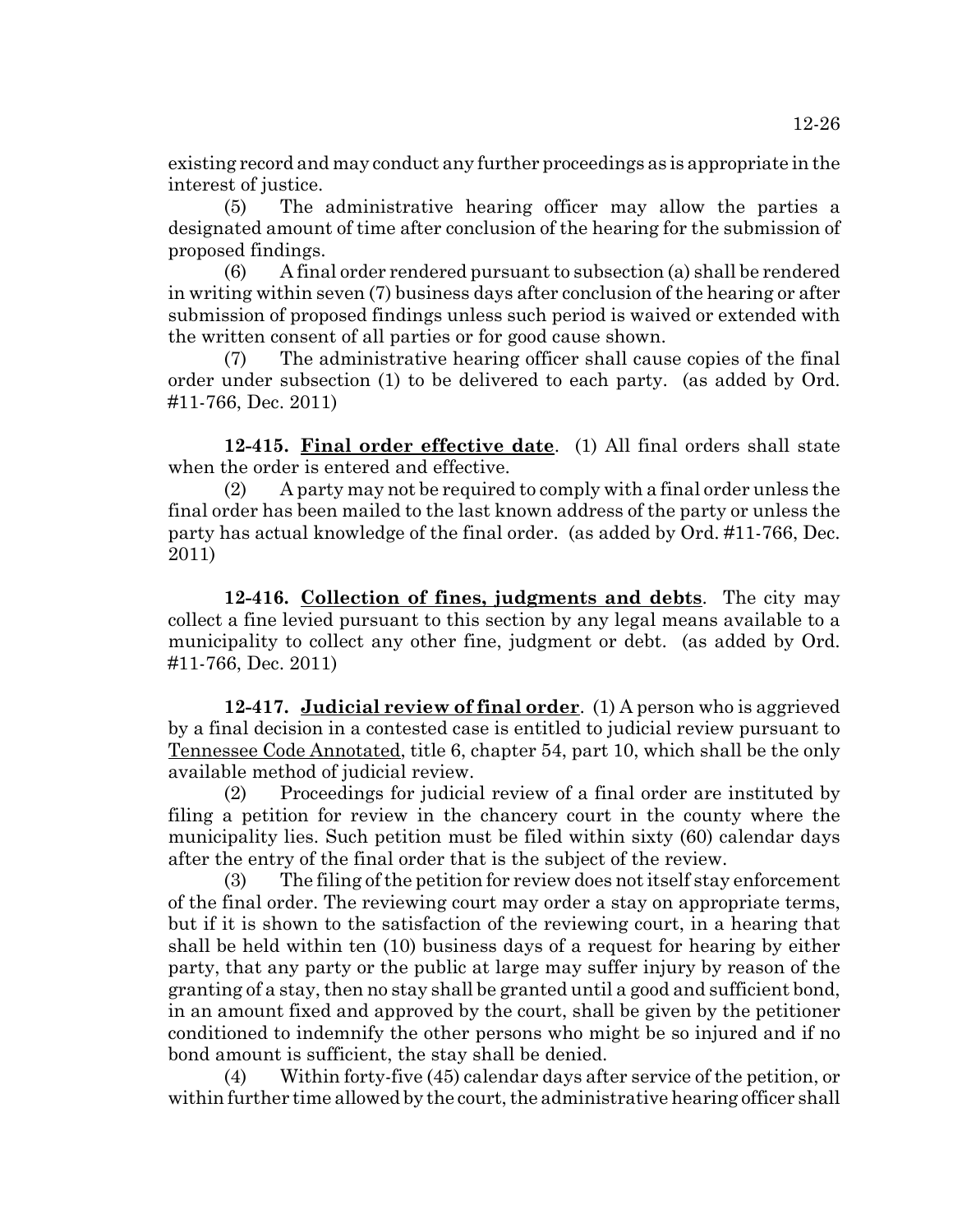existing record and may conduct any further proceedings as is appropriate in the interest of justice.

(5) The administrative hearing officer may allow the parties a designated amount of time after conclusion of the hearing for the submission of proposed findings.

(6) A final order rendered pursuant to subsection (a) shall be rendered in writing within seven (7) business days after conclusion of the hearing or after submission of proposed findings unless such period is waived or extended with the written consent of all parties or for good cause shown.

(7) The administrative hearing officer shall cause copies of the final order under subsection (1) to be delivered to each party. (as added by Ord. #11-766, Dec. 2011)

**12-415. Final order effective date**. (1) All final orders shall state when the order is entered and effective.

(2) A party may not be required to comply with a final order unless the final order has been mailed to the last known address of the party or unless the party has actual knowledge of the final order. (as added by Ord. #11-766, Dec. 2011)

**12-416. Collection of fines, judgments and debts**. The city may collect a fine levied pursuant to this section by any legal means available to a municipality to collect any other fine, judgment or debt. (as added by Ord. #11-766, Dec. 2011)

**12-417. Judicial review of final order**. (1) A person who is aggrieved by a final decision in a contested case is entitled to judicial review pursuant to Tennessee Code Annotated, title 6, chapter 54, part 10, which shall be the only available method of judicial review.

(2) Proceedings for judicial review of a final order are instituted by filing a petition for review in the chancery court in the county where the municipality lies. Such petition must be filed within sixty (60) calendar days after the entry of the final order that is the subject of the review.

(3) The filing of the petition for review does not itself stay enforcement of the final order. The reviewing court may order a stay on appropriate terms, but if it is shown to the satisfaction of the reviewing court, in a hearing that shall be held within ten (10) business days of a request for hearing by either party, that any party or the public at large may suffer injury by reason of the granting of a stay, then no stay shall be granted until a good and sufficient bond, in an amount fixed and approved by the court, shall be given by the petitioner conditioned to indemnify the other persons who might be so injured and if no bond amount is sufficient, the stay shall be denied.

(4) Within forty-five (45) calendar days after service of the petition, or within further time allowed by the court, the administrative hearing officer shall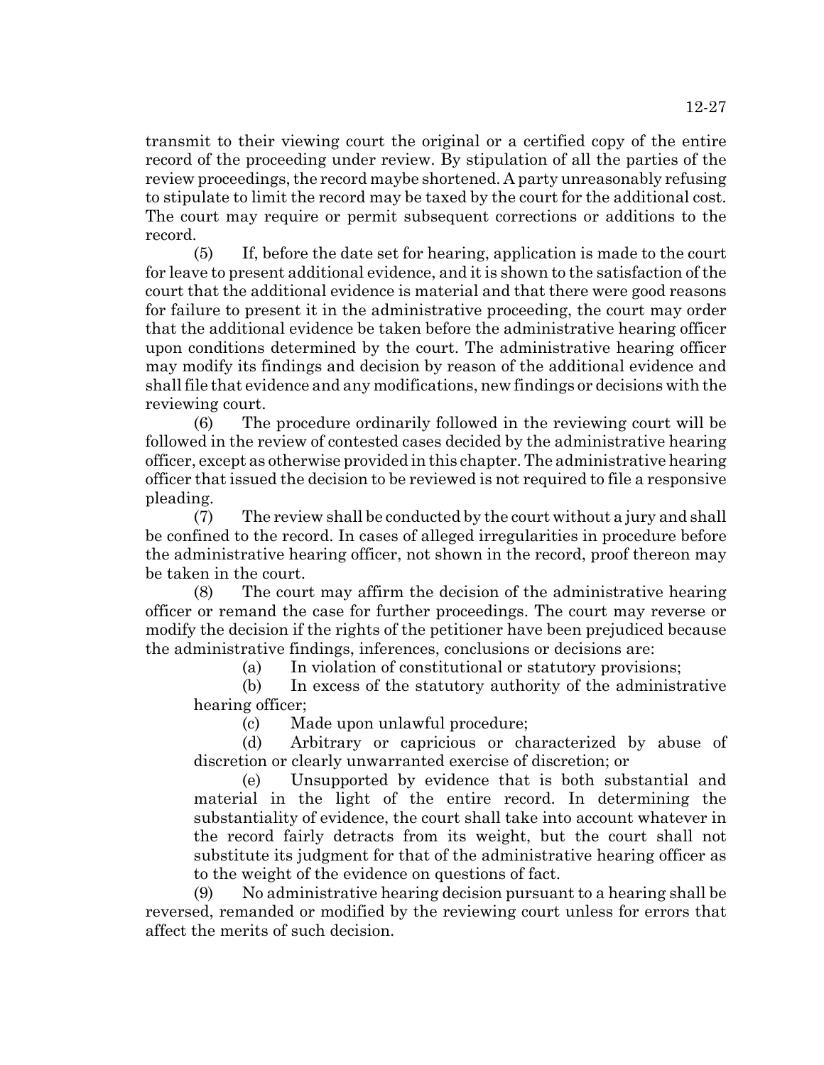transmit to their viewing court the original or a certified copy of the entire record of the proceeding under review. By stipulation of all the parties of the review proceedings, the record maybe shortened. A party unreasonably refusing to stipulate to limit the record may be taxed by the court for the additional cost. The court may require or permit subsequent corrections or additions to the record.

(5) If, before the date set for hearing, application is made to the court for leave to present additional evidence, and it is shown to the satisfaction of the court that the additional evidence is material and that there were good reasons for failure to present it in the administrative proceeding, the court may order that the additional evidence be taken before the administrative hearing officer upon conditions determined by the court. The administrative hearing officer may modify its findings and decision by reason of the additional evidence and shall file that evidence and any modifications, new findings or decisions with the reviewing court.

(6) The procedure ordinarily followed in the reviewing court will be followed in the review of contested cases decided by the administrative hearing officer, except as otherwise provided in this chapter. The administrative hearing officer that issued the decision to be reviewed is not required to file a responsive pleading.

(7) The review shall be conducted by the court without a jury and shall be confined to the record. In cases of alleged irregularities in procedure before the administrative hearing officer, not shown in the record, proof thereon may be taken in the court.

(8) The court may affirm the decision of the administrative hearing officer or remand the case for further proceedings. The court may reverse or modify the decision if the rights of the petitioner have been prejudiced because the administrative findings, inferences, conclusions or decisions are:

(a) In violation of constitutional or statutory provisions;

(b) In excess of the statutory authority of the administrative hearing officer;

(c) Made upon unlawful procedure;

(d) Arbitrary or capricious or characterized by abuse of discretion or clearly unwarranted exercise of discretion; or

(e) Unsupported by evidence that is both substantial and material in the light of the entire record. In determining the substantiality of evidence, the court shall take into account whatever in the record fairly detracts from its weight, but the court shall not substitute its judgment for that of the administrative hearing officer as to the weight of the evidence on questions of fact.

(9) No administrative hearing decision pursuant to a hearing shall be reversed, remanded or modified by the reviewing court unless for errors that affect the merits of such decision.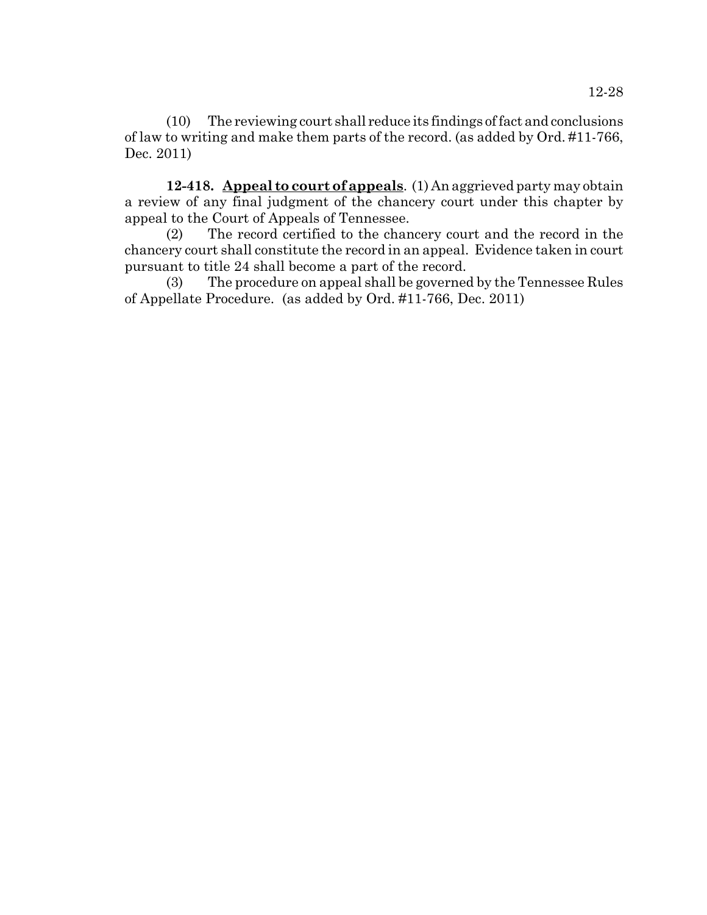(10) The reviewing court shall reduce its findings of fact and conclusions of law to writing and make them parts of the record. (as added by Ord. #11-766, Dec. 2011)

**12-418. <u>Appeal to court of appeals</u>**. (1) An aggrieved party may obtain a review of any final judgment of the chancery court under this chapter by appeal to the Court of Appeals of Tennessee.

(2) The record certified to the chancery court and the record in the chancery court shall constitute the record in an appeal. Evidence taken in court pursuant to title 24 shall become a part of the record.

(3) The procedure on appeal shall be governed by the Tennessee Rules of Appellate Procedure. (as added by Ord. #11-766, Dec. 2011)